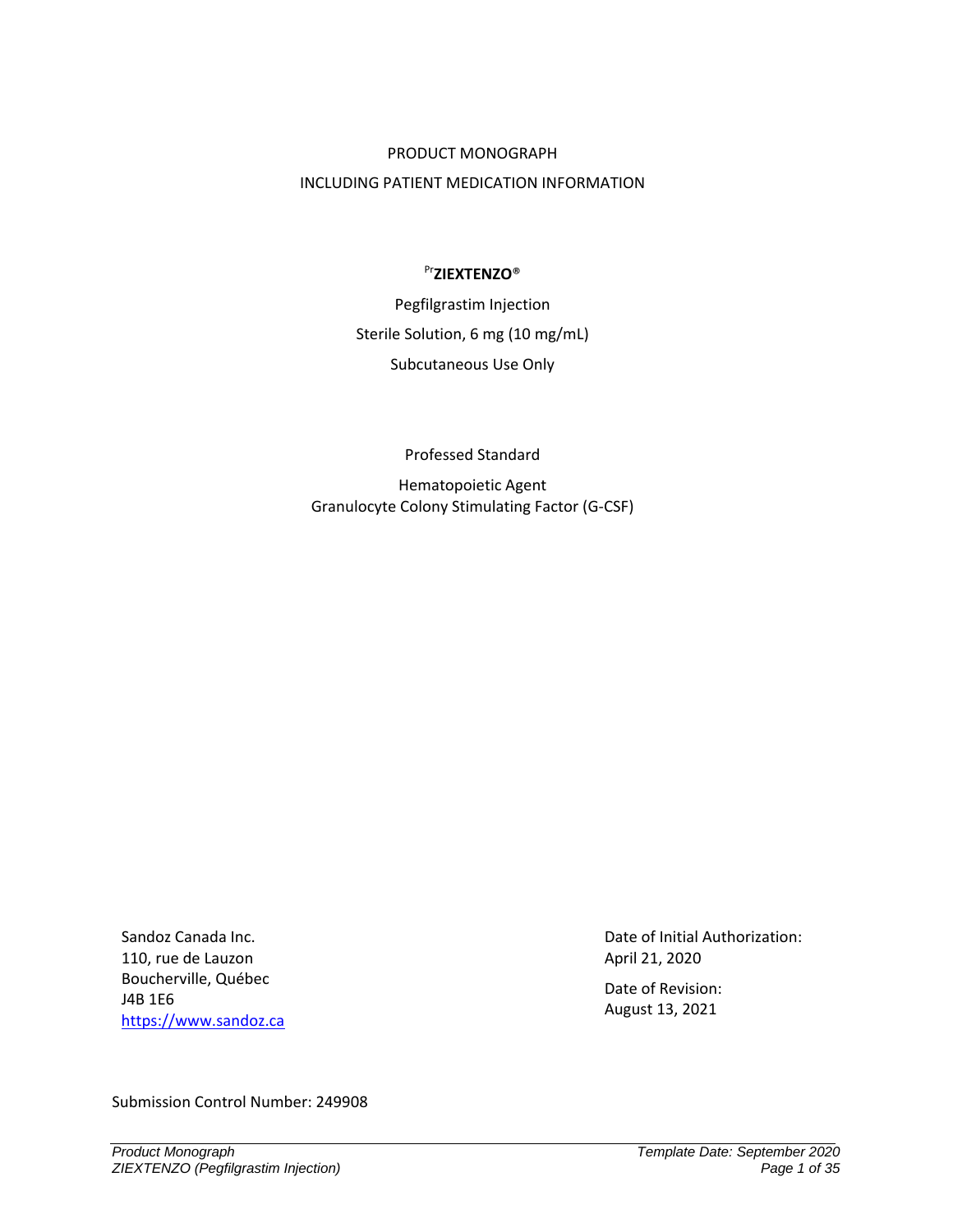PRODUCT MONOGRAPH

INCLUDING PATIENT MEDICATION INFORMATION

# [Pr]ZIEXTENZO®

Pegfilgrastim Injection

Sterile Solution, 6 mg (10 mg/mL)

Subcutaneous Use Only

Professed Standard

Hematopoietic Agent

Granulocyte Colony Stimulating Factor (G-CSF)

Sandoz Canada Inc.
110, rue de Lauzon
Boucherville, Québec
J4B 1E6
https://www.sandoz.ca

Date of Initial Authorization:
April 21, 2020

Date of Revision:
August 13, 2021

Submission Control Number: 249908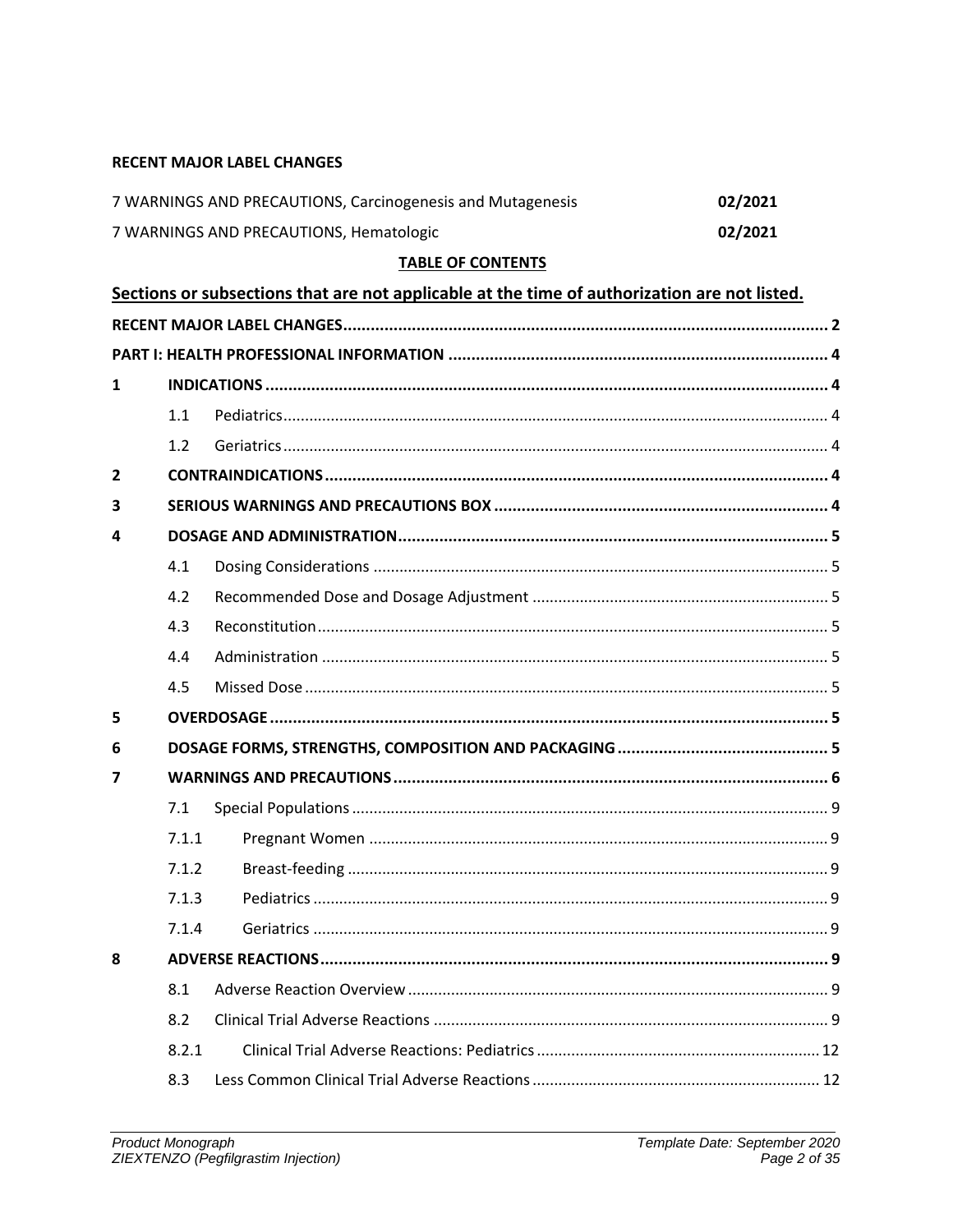**RECENT MAJOR LABEL CHANGES**

| | |
|---|---|
| 7 WARNINGS AND PRECAUTIONS, Carcinogenesis and Mutagenesis | **02/2021** |
| 7 WARNINGS AND PRECAUTIONS, Hematologic | **02/2021** |

**TABLE OF CONTENTS**

**Sections or subsections that are not applicable at the time of authorization are not listed.**

**RECENT MAJOR LABEL CHANGES** .......... 2

**PART I: HEALTH PROFESSIONAL INFORMATION** .......... 4

**1 INDICATIONS** .......... 4

- 1.1 Pediatrics .......... 4
- 1.2 Geriatrics .......... 4

**2 CONTRAINDICATIONS** .......... 4

**3 SERIOUS WARNINGS AND PRECAUTIONS BOX** .......... 4

**4 DOSAGE AND ADMINISTRATION** .......... 5

- 4.1 Dosing Considerations .......... 5
- 4.2 Recommended Dose and Dosage Adjustment .......... 5
- 4.3 Reconstitution .......... 5
- 4.4 Administration .......... 5
- 4.5 Missed Dose .......... 5

**5 OVERDOSAGE** .......... 5

**6 DOSAGE FORMS, STRENGTHS, COMPOSITION AND PACKAGING** .......... 5

**7 WARNINGS AND PRECAUTIONS** .......... 6

- 7.1 Special Populations .......... 9
- 7.1.1 Pregnant Women .......... 9
- 7.1.2 Breast-feeding .......... 9
- 7.1.3 Pediatrics .......... 9
- 7.1.4 Geriatrics .......... 9

**8 ADVERSE REACTIONS** .......... 9

- 8.1 Adverse Reaction Overview .......... 9
- 8.2 Clinical Trial Adverse Reactions .......... 9
- 8.2.1 Clinical Trial Adverse Reactions: Pediatrics .......... 12
- 8.3 Less Common Clinical Trial Adverse Reactions .......... 12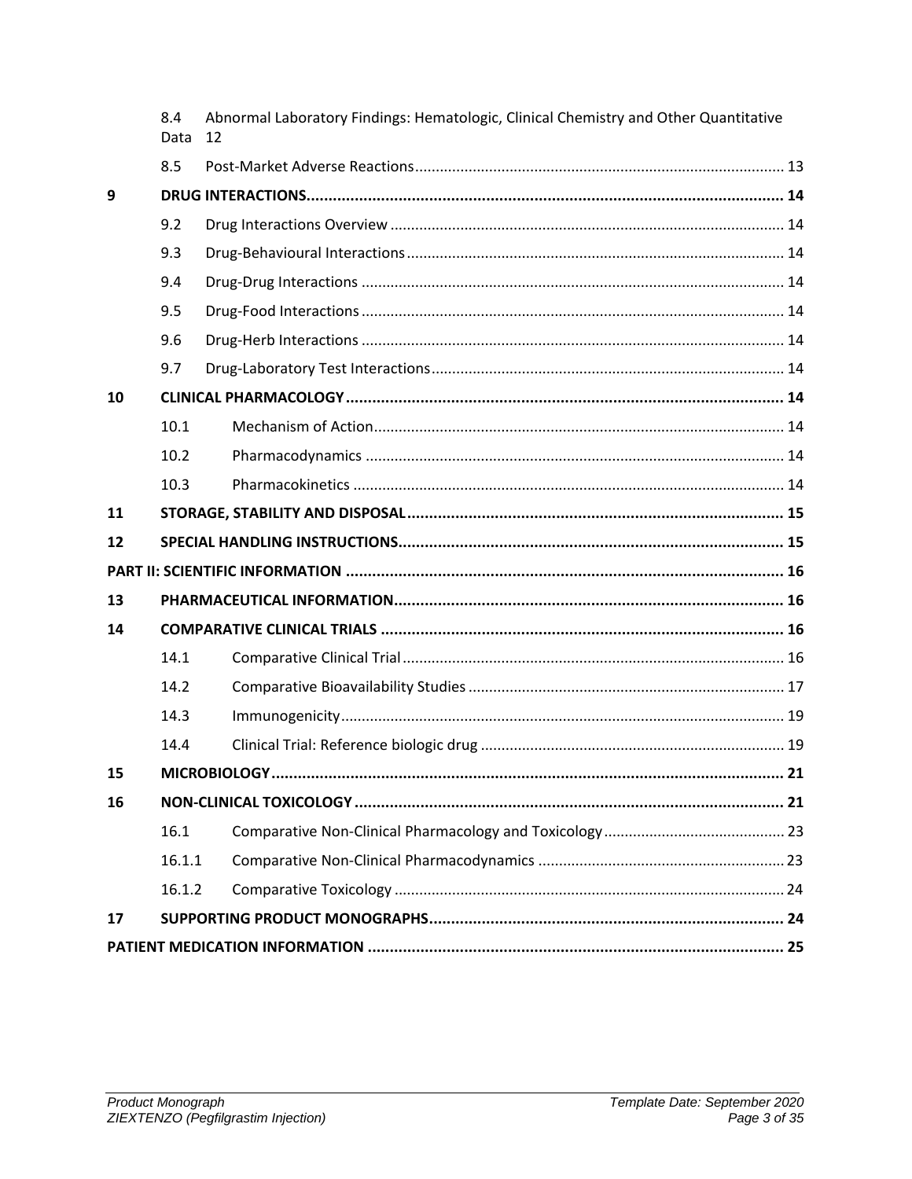| | | | |
|---|---|---|---|
| | 8.4 Data | Abnormal Laboratory Findings: Hematologic, Clinical Chemistry and Other Quantitative | 12 |
| | 8.5 | Post-Market Adverse Reactions | 13 |
| **9** | **DRUG INTERACTIONS** | | **14** |
| | 9.2 | Drug Interactions Overview | 14 |
| | 9.3 | Drug-Behavioural Interactions | 14 |
| | 9.4 | Drug-Drug Interactions | 14 |
| | 9.5 | Drug-Food Interactions | 14 |
| | 9.6 | Drug-Herb Interactions | 14 |
| | 9.7 | Drug-Laboratory Test Interactions | 14 |
| **10** | **CLINICAL PHARMACOLOGY** | | **14** |
| | 10.1 | Mechanism of Action | 14 |
| | 10.2 | Pharmacodynamics | 14 |
| | 10.3 | Pharmacokinetics | 14 |
| **11** | **STORAGE, STABILITY AND DISPOSAL** | | **15** |
| **12** | **SPECIAL HANDLING INSTRUCTIONS** | | **15** |
| **PART II: SCIENTIFIC INFORMATION** | | | **16** |
| **13** | **PHARMACEUTICAL INFORMATION** | | **16** |
| **14** | **COMPARATIVE CLINICAL TRIALS** | | **16** |
| | 14.1 | Comparative Clinical Trial | 16 |
| | 14.2 | Comparative Bioavailability Studies | 17 |
| | 14.3 | Immunogenicity | 19 |
| | 14.4 | Clinical Trial: Reference biologic drug | 19 |
| **15** | **MICROBIOLOGY** | | **21** |
| **16** | **NON-CLINICAL TOXICOLOGY** | | **21** |
| | 16.1 | Comparative Non-Clinical Pharmacology and Toxicology | 23 |
| | 16.1.1 | Comparative Non-Clinical Pharmacodynamics | 23 |
| | 16.1.2 | Comparative Toxicology | 24 |
| **17** | **SUPPORTING PRODUCT MONOGRAPHS** | | **24** |
| **PATIENT MEDICATION INFORMATION** | | | **25** |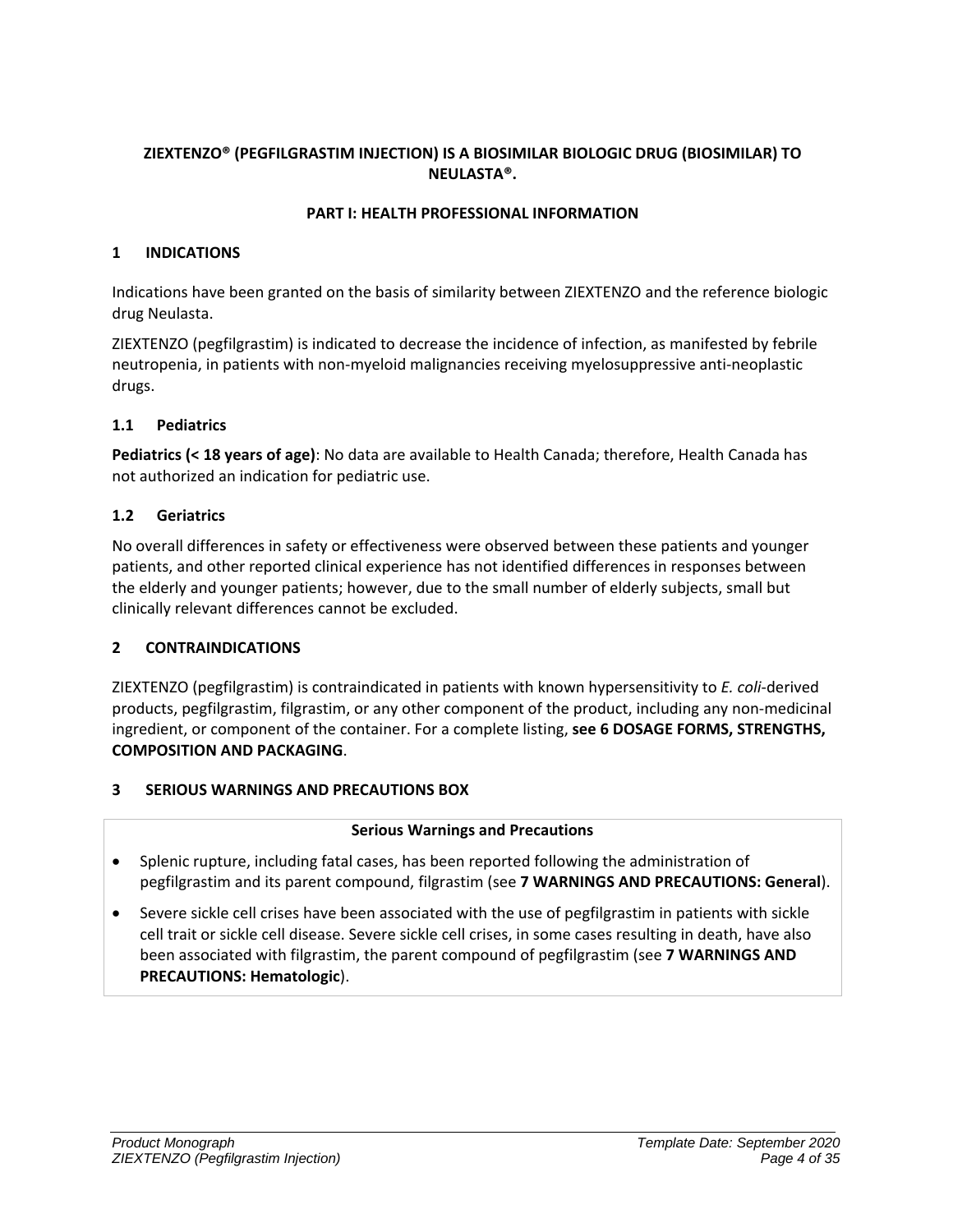**ZIEXTENZO® (PEGFILGRASTIM INJECTION) IS A BIOSIMILAR BIOLOGIC DRUG (BIOSIMILAR) TO NEULASTA®.**

## PART I: HEALTH PROFESSIONAL INFORMATION

### 1 INDICATIONS

Indications have been granted on the basis of similarity between ZIEXTENZO and the reference biologic drug Neulasta.

ZIEXTENZO (pegfilgrastim) is indicated to decrease the incidence of infection, as manifested by febrile neutropenia, in patients with non-myeloid malignancies receiving myelosuppressive anti-neoplastic drugs.

#### 1.1 Pediatrics

**Pediatrics (< 18 years of age)**: No data are available to Health Canada; therefore, Health Canada has not authorized an indication for pediatric use.

#### 1.2 Geriatrics

No overall differences in safety or effectiveness were observed between these patients and younger patients, and other reported clinical experience has not identified differences in responses between the elderly and younger patients; however, due to the small number of elderly subjects, small but clinically relevant differences cannot be excluded.

### 2 CONTRAINDICATIONS

ZIEXTENZO (pegfilgrastim) is contraindicated in patients with known hypersensitivity to *E. coli*-derived products, pegfilgrastim, filgrastim, or any other component of the product, including any non-medicinal ingredient, or component of the container. For a complete listing, **see 6 DOSAGE FORMS, STRENGTHS, COMPOSITION AND PACKAGING**.

### 3 SERIOUS WARNINGS AND PRECAUTIONS BOX

**Serious Warnings and Precautions**

- Splenic rupture, including fatal cases, has been reported following the administration of pegfilgrastim and its parent compound, filgrastim (see **7 WARNINGS AND PRECAUTIONS: General**).
- Severe sickle cell crises have been associated with the use of pegfilgrastim in patients with sickle cell trait or sickle cell disease. Severe sickle cell crises, in some cases resulting in death, have also been associated with filgrastim, the parent compound of pegfilgrastim (see **7 WARNINGS AND PRECAUTIONS: Hematologic**).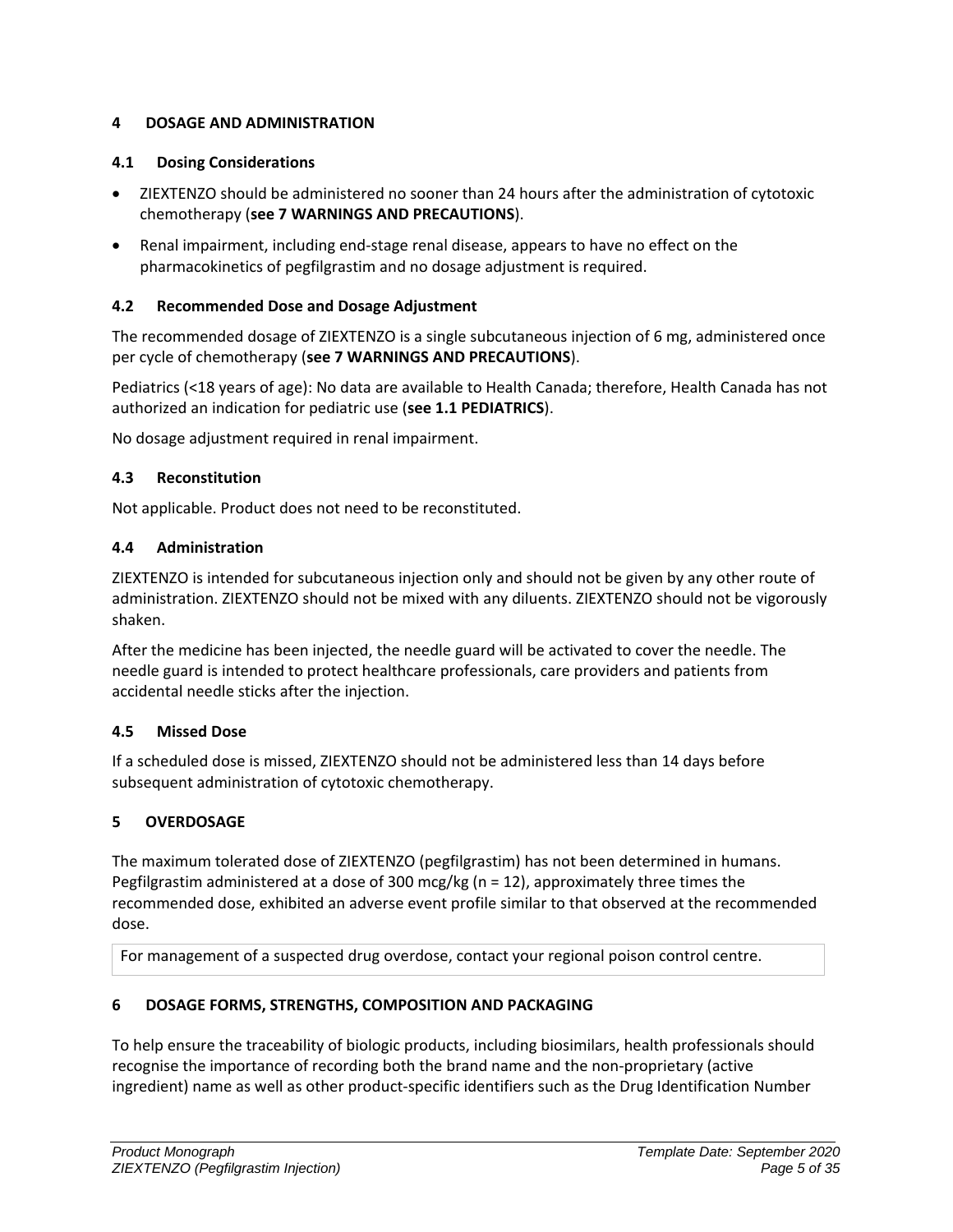## 4 DOSAGE AND ADMINISTRATION

### 4.1 Dosing Considerations

- ZIEXTENZO should be administered no sooner than 24 hours after the administration of cytotoxic chemotherapy (**see 7 WARNINGS AND PRECAUTIONS**).
- Renal impairment, including end-stage renal disease, appears to have no effect on the pharmacokinetics of pegfilgrastim and no dosage adjustment is required.

### 4.2 Recommended Dose and Dosage Adjustment

The recommended dosage of ZIEXTENZO is a single subcutaneous injection of 6 mg, administered once per cycle of chemotherapy (**see 7 WARNINGS AND PRECAUTIONS**).

Pediatrics (<18 years of age): No data are available to Health Canada; therefore, Health Canada has not authorized an indication for pediatric use (**see 1.1 PEDIATRICS**).

No dosage adjustment required in renal impairment.

### 4.3 Reconstitution

Not applicable. Product does not need to be reconstituted.

### 4.4 Administration

ZIEXTENZO is intended for subcutaneous injection only and should not be given by any other route of administration. ZIEXTENZO should not be mixed with any diluents. ZIEXTENZO should not be vigorously shaken.

After the medicine has been injected, the needle guard will be activated to cover the needle. The needle guard is intended to protect healthcare professionals, care providers and patients from accidental needle sticks after the injection.

### 4.5 Missed Dose

If a scheduled dose is missed, ZIEXTENZO should not be administered less than 14 days before subsequent administration of cytotoxic chemotherapy.

## 5 OVERDOSAGE

The maximum tolerated dose of ZIEXTENZO (pegfilgrastim) has not been determined in humans. Pegfilgrastim administered at a dose of 300 mcg/kg (n = 12), approximately three times the recommended dose, exhibited an adverse event profile similar to that observed at the recommended dose.

| For management of a suspected drug overdose, contact your regional poison control centre. |
|---|

## 6 DOSAGE FORMS, STRENGTHS, COMPOSITION AND PACKAGING

To help ensure the traceability of biologic products, including biosimilars, health professionals should recognise the importance of recording both the brand name and the non-proprietary (active ingredient) name as well as other product-specific identifiers such as the Drug Identification Number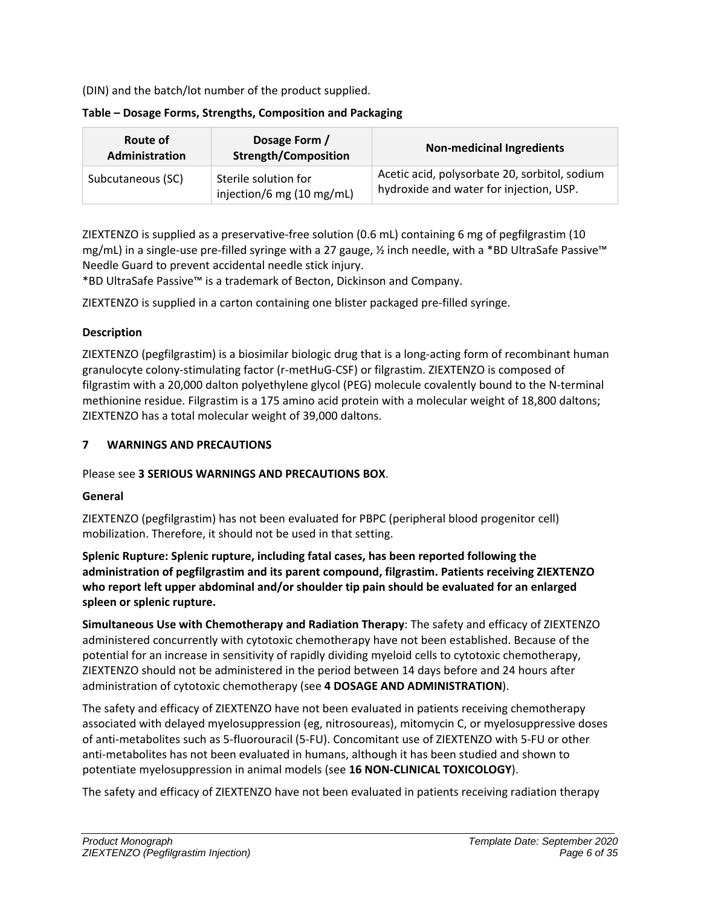(DIN) and the batch/lot number of the product supplied.

**Table – Dosage Forms, Strengths, Composition and Packaging**

| Route of Administration | Dosage Form / Strength/Composition | Non-medicinal Ingredients |
| --- | --- | --- |
| Subcutaneous (SC) | Sterile solution for injection/6 mg (10 mg/mL) | Acetic acid, polysorbate 20, sorbitol, sodium hydroxide and water for injection, USP. |

ZIEXTENZO is supplied as a preservative-free solution (0.6 mL) containing 6 mg of pegfilgrastim (10 mg/mL) in a single-use pre-filled syringe with a 27 gauge, ½ inch needle, with a *BD UltraSafe Passive™ Needle Guard to prevent accidental needle stick injury.
*BD UltraSafe Passive™ is a trademark of Becton, Dickinson and Company.

ZIEXTENZO is supplied in a carton containing one blister packaged pre-filled syringe.

**Description**

ZIEXTENZO (pegfilgrastim) is a biosimilar biologic drug that is a long-acting form of recombinant human granulocyte colony-stimulating factor (r-metHuG-CSF) or filgrastim. ZIEXTENZO is composed of filgrastim with a 20,000 dalton polyethylene glycol (PEG) molecule covalently bound to the N-terminal methionine residue. Filgrastim is a 175 amino acid protein with a molecular weight of 18,800 daltons; ZIEXTENZO has a total molecular weight of 39,000 daltons.

## 7 WARNINGS AND PRECAUTIONS

Please see **3 SERIOUS WARNINGS AND PRECAUTIONS BOX**.

**General**

ZIEXTENZO (pegfilgrastim) has not been evaluated for PBPC (peripheral blood progenitor cell) mobilization. Therefore, it should not be used in that setting.

**Splenic Rupture: Splenic rupture, including fatal cases, has been reported following the administration of pegfilgrastim and its parent compound, filgrastim. Patients receiving ZIEXTENZO who report left upper abdominal and/or shoulder tip pain should be evaluated for an enlarged spleen or splenic rupture.**

**Simultaneous Use with Chemotherapy and Radiation Therapy**: The safety and efficacy of ZIEXTENZO administered concurrently with cytotoxic chemotherapy have not been established. Because of the potential for an increase in sensitivity of rapidly dividing myeloid cells to cytotoxic chemotherapy, ZIEXTENZO should not be administered in the period between 14 days before and 24 hours after administration of cytotoxic chemotherapy (see **4 DOSAGE AND ADMINISTRATION**).

The safety and efficacy of ZIEXTENZO have not been evaluated in patients receiving chemotherapy associated with delayed myelosuppression (eg, nitrosoureas), mitomycin C, or myelosuppressive doses of anti-metabolites such as 5-fluorouracil (5-FU). Concomitant use of ZIEXTENZO with 5-FU or other anti-metabolites has not been evaluated in humans, although it has been studied and shown to potentiate myelosuppression in animal models (see **16 NON-CLINICAL TOXICOLOGY**).

The safety and efficacy of ZIEXTENZO have not been evaluated in patients receiving radiation therapy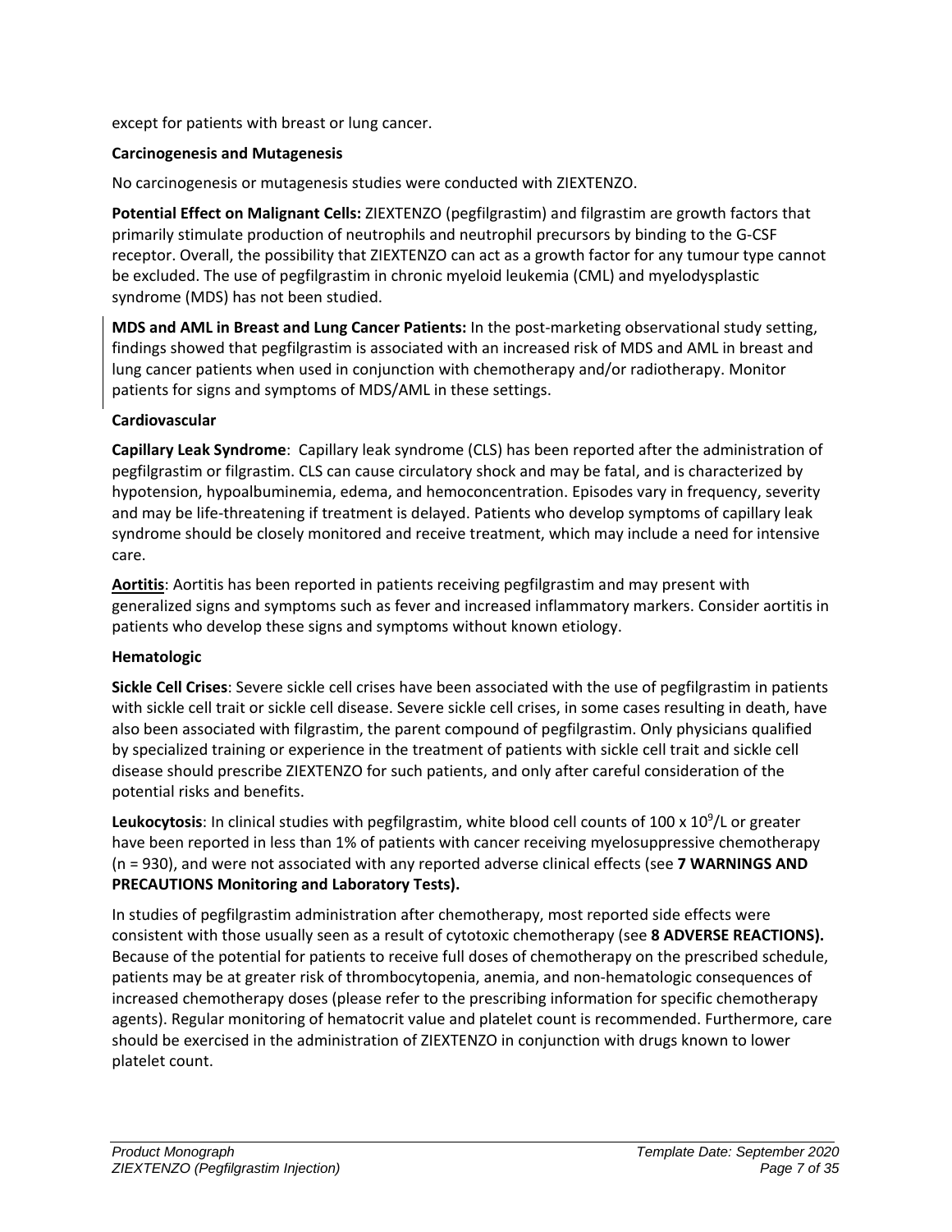except for patients with breast or lung cancer.

**Carcinogenesis and Mutagenesis**

No carcinogenesis or mutagenesis studies were conducted with ZIEXTENZO.

**Potential Effect on Malignant Cells:** ZIEXTENZO (pegfilgrastim) and filgrastim are growth factors that primarily stimulate production of neutrophils and neutrophil precursors by binding to the G-CSF receptor. Overall, the possibility that ZIEXTENZO can act as a growth factor for any tumour type cannot be excluded. The use of pegfilgrastim in chronic myeloid leukemia (CML) and myelodysplastic syndrome (MDS) has not been studied.

**MDS and AML in Breast and Lung Cancer Patients:** In the post-marketing observational study setting, findings showed that pegfilgrastim is associated with an increased risk of MDS and AML in breast and lung cancer patients when used in conjunction with chemotherapy and/or radiotherapy. Monitor patients for signs and symptoms of MDS/AML in these settings.

**Cardiovascular**

**Capillary Leak Syndrome**: Capillary leak syndrome (CLS) has been reported after the administration of pegfilgrastim or filgrastim. CLS can cause circulatory shock and may be fatal, and is characterized by hypotension, hypoalbuminemia, edema, and hemoconcentration. Episodes vary in frequency, severity and may be life-threatening if treatment is delayed. Patients who develop symptoms of capillary leak syndrome should be closely monitored and receive treatment, which may include a need for intensive care.

**Aortitis**: Aortitis has been reported in patients receiving pegfilgrastim and may present with generalized signs and symptoms such as fever and increased inflammatory markers. Consider aortitis in patients who develop these signs and symptoms without known etiology.

**Hematologic**

**Sickle Cell Crises**: Severe sickle cell crises have been associated with the use of pegfilgrastim in patients with sickle cell trait or sickle cell disease. Severe sickle cell crises, in some cases resulting in death, have also been associated with filgrastim, the parent compound of pegfilgrastim. Only physicians qualified by specialized training or experience in the treatment of patients with sickle cell trait and sickle cell disease should prescribe ZIEXTENZO for such patients, and only after careful consideration of the potential risks and benefits.

**Leukocytosis**: In clinical studies with pegfilgrastim, white blood cell counts of 100 x $10^9$/L or greater have been reported in less than 1% of patients with cancer receiving myelosuppressive chemotherapy (n = 930), and were not associated with any reported adverse clinical effects (see **7 WARNINGS AND PRECAUTIONS Monitoring and Laboratory Tests).**

In studies of pegfilgrastim administration after chemotherapy, most reported side effects were consistent with those usually seen as a result of cytotoxic chemotherapy (see **8 ADVERSE REACTIONS).** Because of the potential for patients to receive full doses of chemotherapy on the prescribed schedule, patients may be at greater risk of thrombocytopenia, anemia, and non-hematologic consequences of increased chemotherapy doses (please refer to the prescribing information for specific chemotherapy agents). Regular monitoring of hematocrit value and platelet count is recommended. Furthermore, care should be exercised in the administration of ZIEXTENZO in conjunction with drugs known to lower platelet count.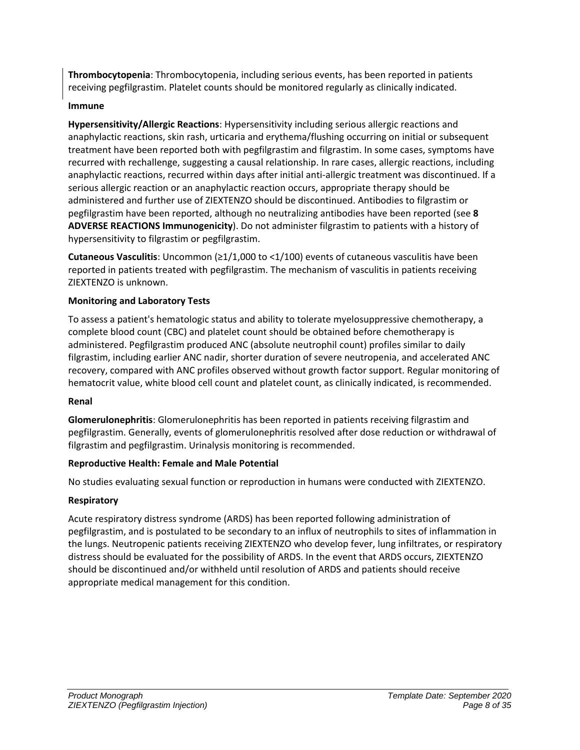**Thrombocytopenia**: Thrombocytopenia, including serious events, has been reported in patients receiving pegfilgrastim. Platelet counts should be monitored regularly as clinically indicated.

**Immune**

**Hypersensitivity/Allergic Reactions**: Hypersensitivity including serious allergic reactions and anaphylactic reactions, skin rash, urticaria and erythema/flushing occurring on initial or subsequent treatment have been reported both with pegfilgrastim and filgrastim. In some cases, symptoms have recurred with rechallenge, suggesting a causal relationship. In rare cases, allergic reactions, including anaphylactic reactions, recurred within days after initial anti-allergic treatment was discontinued. If a serious allergic reaction or an anaphylactic reaction occurs, appropriate therapy should be administered and further use of ZIEXTENZO should be discontinued. Antibodies to filgrastim or pegfilgrastim have been reported, although no neutralizing antibodies have been reported (see **8 ADVERSE REACTIONS Immunogenicity**). Do not administer filgrastim to patients with a history of hypersensitivity to filgrastim or pegfilgrastim.

**Cutaneous Vasculitis**: Uncommon (≥1/1,000 to <1/100) events of cutaneous vasculitis have been reported in patients treated with pegfilgrastim. The mechanism of vasculitis in patients receiving ZIEXTENZO is unknown.

**Monitoring and Laboratory Tests**

To assess a patient's hematologic status and ability to tolerate myelosuppressive chemotherapy, a complete blood count (CBC) and platelet count should be obtained before chemotherapy is administered. Pegfilgrastim produced ANC (absolute neutrophil count) profiles similar to daily filgrastim, including earlier ANC nadir, shorter duration of severe neutropenia, and accelerated ANC recovery, compared with ANC profiles observed without growth factor support. Regular monitoring of hematocrit value, white blood cell count and platelet count, as clinically indicated, is recommended.

**Renal**

**Glomerulonephritis**: Glomerulonephritis has been reported in patients receiving filgrastim and pegfilgrastim. Generally, events of glomerulonephritis resolved after dose reduction or withdrawal of filgrastim and pegfilgrastim. Urinalysis monitoring is recommended.

**Reproductive Health: Female and Male Potential**

No studies evaluating sexual function or reproduction in humans were conducted with ZIEXTENZO.

**Respiratory**

Acute respiratory distress syndrome (ARDS) has been reported following administration of pegfilgrastim, and is postulated to be secondary to an influx of neutrophils to sites of inflammation in the lungs. Neutropenic patients receiving ZIEXTENZO who develop fever, lung infiltrates, or respiratory distress should be evaluated for the possibility of ARDS. In the event that ARDS occurs, ZIEXTENZO should be discontinued and/or withheld until resolution of ARDS and patients should receive appropriate medical management for this condition.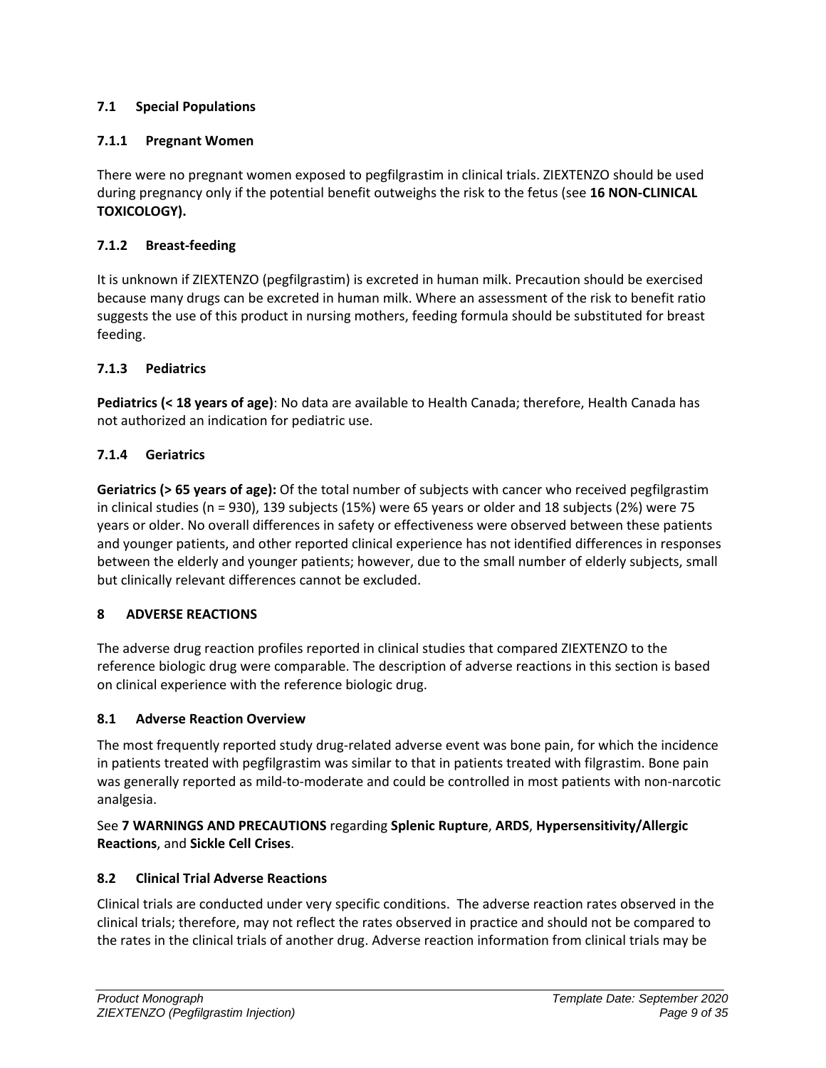### 7.1 Special Populations

#### 7.1.1 Pregnant Women

There were no pregnant women exposed to pegfilgrastim in clinical trials. ZIEXTENZO should be used during pregnancy only if the potential benefit outweighs the risk to the fetus (see **16 NON-CLINICAL TOXICOLOGY).**

#### 7.1.2 Breast-feeding

It is unknown if ZIEXTENZO (pegfilgrastim) is excreted in human milk. Precaution should be exercised because many drugs can be excreted in human milk. Where an assessment of the risk to benefit ratio suggests the use of this product in nursing mothers, feeding formula should be substituted for breast feeding.

#### 7.1.3 Pediatrics

**Pediatrics (< 18 years of age)**: No data are available to Health Canada; therefore, Health Canada has not authorized an indication for pediatric use.

#### 7.1.4 Geriatrics

**Geriatrics (> 65 years of age):** Of the total number of subjects with cancer who received pegfilgrastim in clinical studies (n = 930), 139 subjects (15%) were 65 years or older and 18 subjects (2%) were 75 years or older. No overall differences in safety or effectiveness were observed between these patients and younger patients, and other reported clinical experience has not identified differences in responses between the elderly and younger patients; however, due to the small number of elderly subjects, small but clinically relevant differences cannot be excluded.

## 8 ADVERSE REACTIONS

The adverse drug reaction profiles reported in clinical studies that compared ZIEXTENZO to the reference biologic drug were comparable. The description of adverse reactions in this section is based on clinical experience with the reference biologic drug.

### 8.1 Adverse Reaction Overview

The most frequently reported study drug-related adverse event was bone pain, for which the incidence in patients treated with pegfilgrastim was similar to that in patients treated with filgrastim. Bone pain was generally reported as mild-to-moderate and could be controlled in most patients with non-narcotic analgesia.

See **7 WARNINGS AND PRECAUTIONS** regarding **Splenic Rupture**, **ARDS**, **Hypersensitivity/Allergic Reactions**, and **Sickle Cell Crises**.

### 8.2 Clinical Trial Adverse Reactions

Clinical trials are conducted under very specific conditions. The adverse reaction rates observed in the clinical trials; therefore, may not reflect the rates observed in practice and should not be compared to the rates in the clinical trials of another drug. Adverse reaction information from clinical trials may be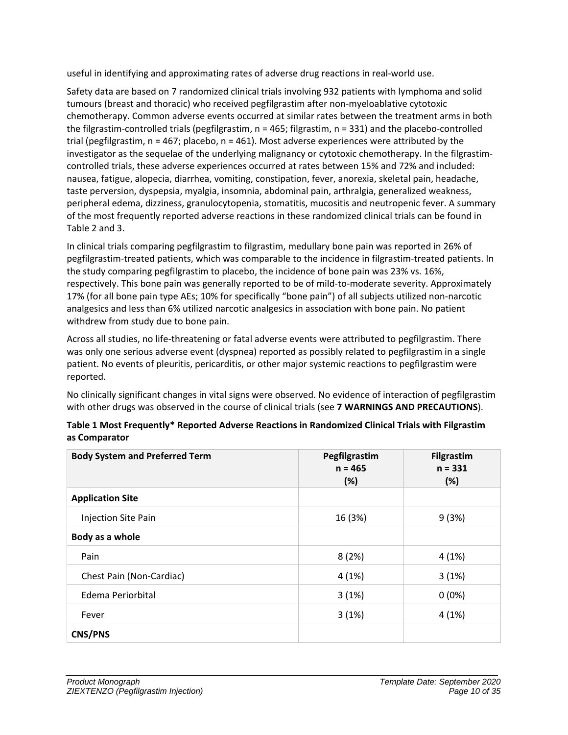useful in identifying and approximating rates of adverse drug reactions in real-world use.

Safety data are based on 7 randomized clinical trials involving 932 patients with lymphoma and solid tumours (breast and thoracic) who received pegfilgrastim after non-myeloablative cytotoxic chemotherapy. Common adverse events occurred at similar rates between the treatment arms in both the filgrastim-controlled trials (pegfilgrastim, n = 465; filgrastim, n = 331) and the placebo-controlled trial (pegfilgrastim, n = 467; placebo, n = 461). Most adverse experiences were attributed by the investigator as the sequelae of the underlying malignancy or cytotoxic chemotherapy. In the filgrastim-controlled trials, these adverse experiences occurred at rates between 15% and 72% and included: nausea, fatigue, alopecia, diarrhea, vomiting, constipation, fever, anorexia, skeletal pain, headache, taste perversion, dyspepsia, myalgia, insomnia, abdominal pain, arthralgia, generalized weakness, peripheral edema, dizziness, granulocytopenia, stomatitis, mucositis and neutropenic fever. A summary of the most frequently reported adverse reactions in these randomized clinical trials can be found in Table 2 and 3.

In clinical trials comparing pegfilgrastim to filgrastim, medullary bone pain was reported in 26% of pegfilgrastim-treated patients, which was comparable to the incidence in filgrastim-treated patients. In the study comparing pegfilgrastim to placebo, the incidence of bone pain was 23% vs. 16%, respectively. This bone pain was generally reported to be of mild-to-moderate severity. Approximately 17% (for all bone pain type AEs; 10% for specifically “bone pain”) of all subjects utilized non-narcotic analgesics and less than 6% utilized narcotic analgesics in association with bone pain. No patient withdrew from study due to bone pain.

Across all studies, no life-threatening or fatal adverse events were attributed to pegfilgrastim. There was only one serious adverse event (dyspnea) reported as possibly related to pegfilgrastim in a single patient. No events of pleuritis, pericarditis, or other major systemic reactions to pegfilgrastim were reported.

No clinically significant changes in vital signs were observed. No evidence of interaction of pegfilgrastim with other drugs was observed in the course of clinical trials (see **7 WARNINGS AND PRECAUTIONS**).

**Table 1 Most Frequently* Reported Adverse Reactions in Randomized Clinical Trials with Filgrastim as Comparator**

| Body System and Preferred Term | Pegfilgrastim n = 465 (%) | Filgrastim n = 331 (%) |
|---|---|---|
| **Application Site** | | |
| Injection Site Pain | 16 (3%) | 9 (3%) |
| **Body as a whole** | | |
| Pain | 8 (2%) | 4 (1%) |
| Chest Pain (Non-Cardiac) | 4 (1%) | 3 (1%) |
| Edema Periorbital | 3 (1%) | 0 (0%) |
| Fever | 3 (1%) | 4 (1%) |
| **CNS/PNS** | | |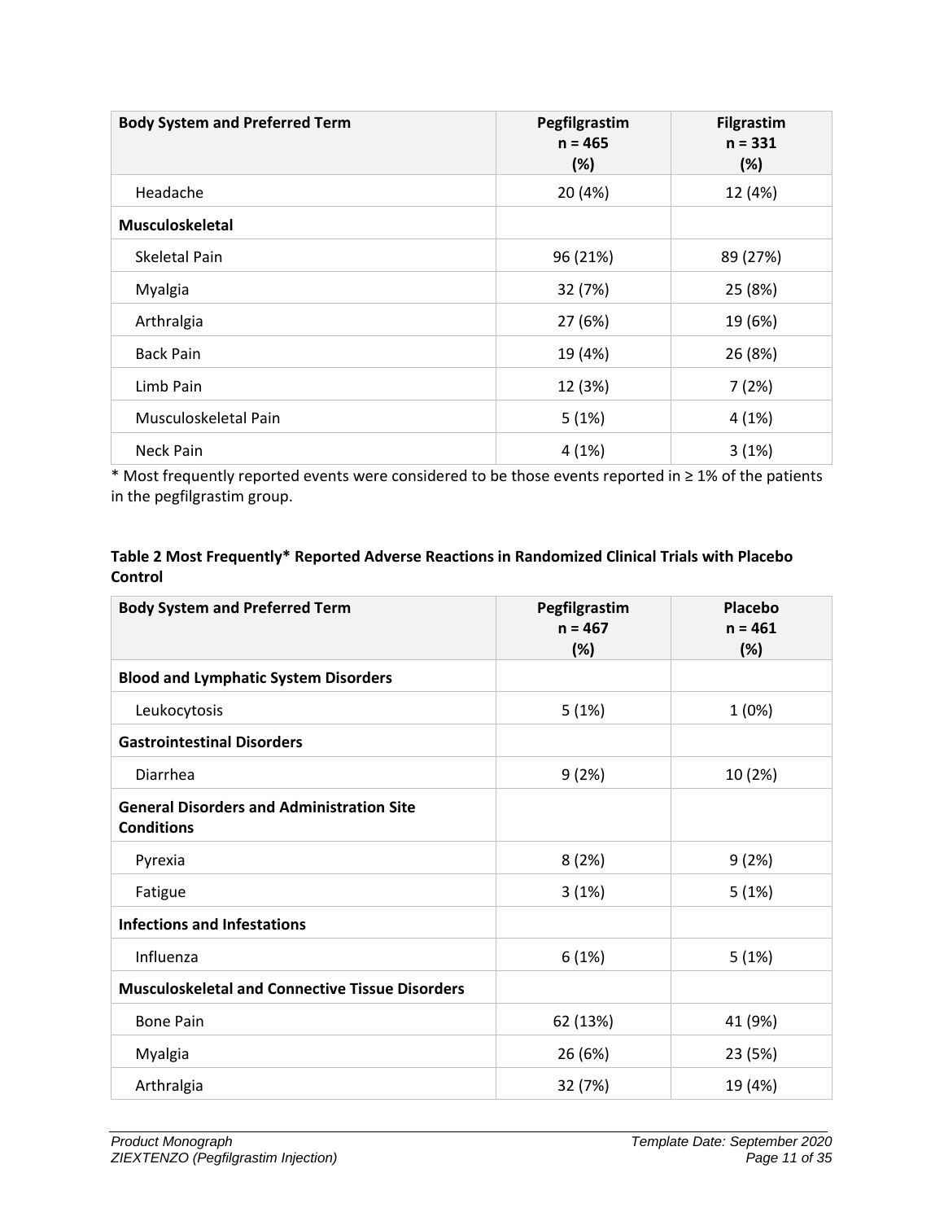| Body System and Preferred Term | Pegfilgrastim n = 465 (%) | Filgrastim n = 331 (%) |
|---|---|---|
| Headache | 20 (4%) | 12 (4%) |
| **Musculoskeletal** | | |
| Skeletal Pain | 96 (21%) | 89 (27%) |
| Myalgia | 32 (7%) | 25 (8%) |
| Arthralgia | 27 (6%) | 19 (6%) |
| Back Pain | 19 (4%) | 26 (8%) |
| Limb Pain | 12 (3%) | 7 (2%) |
| Musculoskeletal Pain | 5 (1%) | 4 (1%) |
| Neck Pain | 4 (1%) | 3 (1%) |

* Most frequently reported events were considered to be those events reported in ≥ 1% of the patients in the pegfilgrastim group.

**Table 2 Most Frequently* Reported Adverse Reactions in Randomized Clinical Trials with Placebo Control**

| Body System and Preferred Term | Pegfilgrastim n = 467 (%) | Placebo n = 461 (%) |
|---|---|---|
| **Blood and Lymphatic System Disorders** | | |
| Leukocytosis | 5 (1%) | 1 (0%) |
| **Gastrointestinal Disorders** | | |
| Diarrhea | 9 (2%) | 10 (2%) |
| **General Disorders and Administration Site Conditions** | | |
| Pyrexia | 8 (2%) | 9 (2%) |
| Fatigue | 3 (1%) | 5 (1%) |
| **Infections and Infestations** | | |
| Influenza | 6 (1%) | 5 (1%) |
| **Musculoskeletal and Connective Tissue Disorders** | | |
| Bone Pain | 62 (13%) | 41 (9%) |
| Myalgia | 26 (6%) | 23 (5%) |
| Arthralgia | 32 (7%) | 19 (4%) |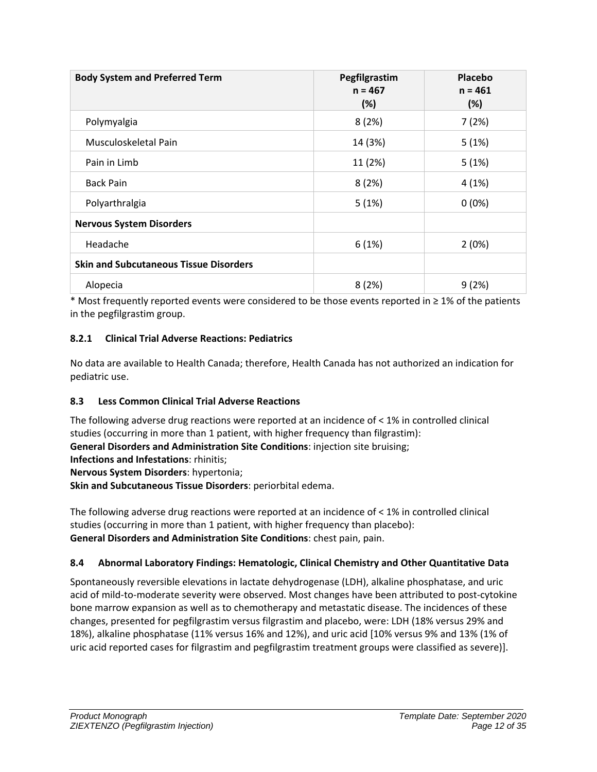| Body System and Preferred Term | Pegfilgrastim n = 467 (%) | Placebo n = 461 (%) |
|---|---|---|
| Polymyalgia | 8 (2%) | 7 (2%) |
| Musculoskeletal Pain | 14 (3%) | 5 (1%) |
| Pain in Limb | 11 (2%) | 5 (1%) |
| Back Pain | 8 (2%) | 4 (1%) |
| Polyarthralgia | 5 (1%) | 0 (0%) |
| **Nervous System Disorders** | | |
| Headache | 6 (1%) | 2 (0%) |
| **Skin and Subcutaneous Tissue Disorders** | | |
| Alopecia | 8 (2%) | 9 (2%) |

* Most frequently reported events were considered to be those events reported in ≥ 1% of the patients in the pegfilgrastim group.

### 8.2.1 Clinical Trial Adverse Reactions: Pediatrics

No data are available to Health Canada; therefore, Health Canada has not authorized an indication for pediatric use.

### 8.3 Less Common Clinical Trial Adverse Reactions

The following adverse drug reactions were reported at an incidence of < 1% in controlled clinical studies (occurring in more than 1 patient, with higher frequency than filgrastim):
**General Disorders and Administration Site Conditions**: injection site bruising;
**Infections and Infestations**: rhinitis;
**Nervous System Disorders**: hypertonia;
**Skin and Subcutaneous Tissue Disorders**: periorbital edema.

The following adverse drug reactions were reported at an incidence of < 1% in controlled clinical studies (occurring in more than 1 patient, with higher frequency than placebo):
**General Disorders and Administration Site Conditions**: chest pain, pain.

### 8.4 Abnormal Laboratory Findings: Hematologic, Clinical Chemistry and Other Quantitative Data

Spontaneously reversible elevations in lactate dehydrogenase (LDH), alkaline phosphatase, and uric acid of mild-to-moderate severity were observed. Most changes have been attributed to post-cytokine bone marrow expansion as well as to chemotherapy and metastatic disease. The incidences of these changes, presented for pegfilgrastim versus filgrastim and placebo, were: LDH (18% versus 29% and 18%), alkaline phosphatase (11% versus 16% and 12%), and uric acid [10% versus 9% and 13% (1% of uric acid reported cases for filgrastim and pegfilgrastim treatment groups were classified as severe)].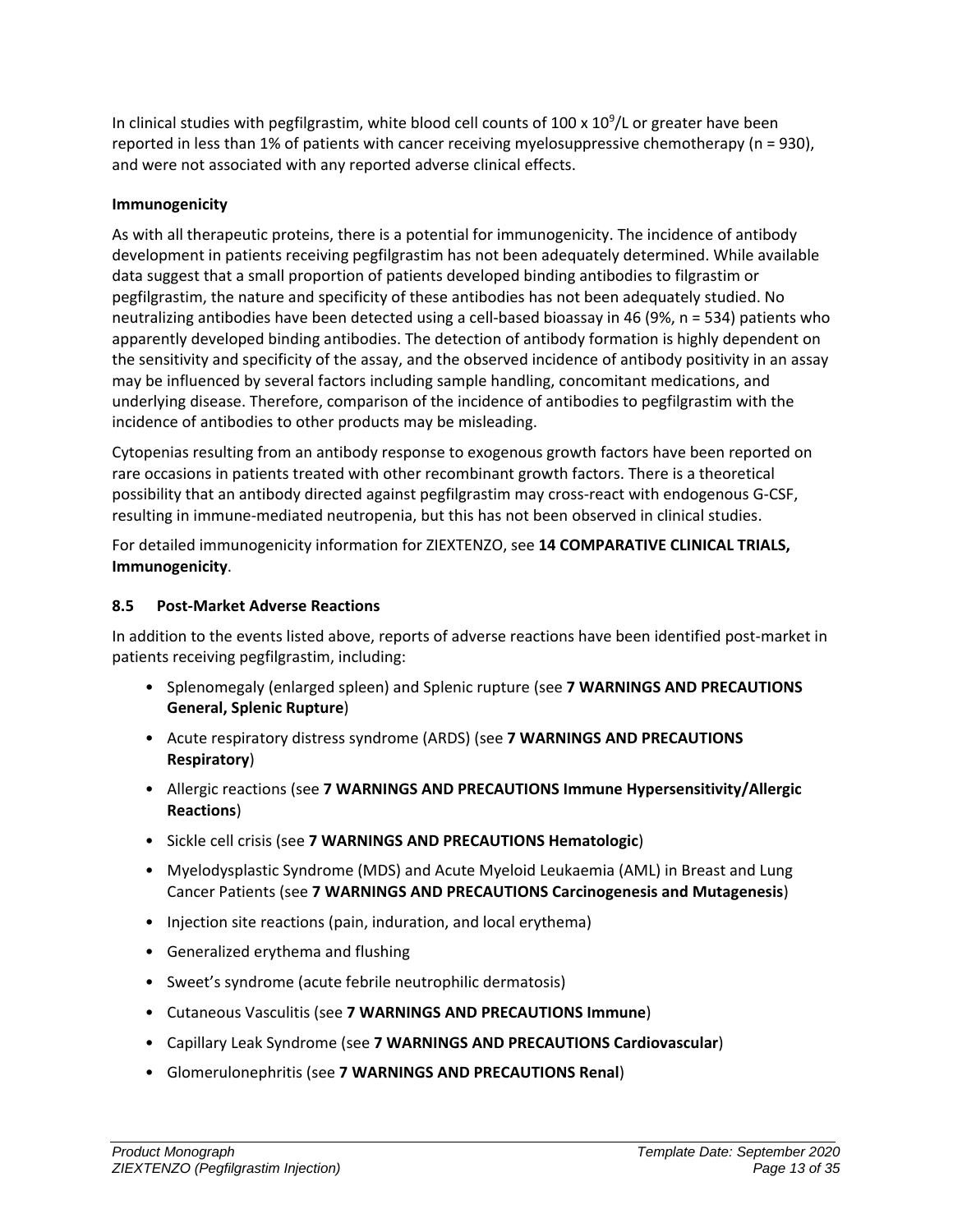In clinical studies with pegfilgrastim, white blood cell counts of 100 x $10^9$/L or greater have been reported in less than 1% of patients with cancer receiving myelosuppressive chemotherapy (n = 930), and were not associated with any reported adverse clinical effects.

**Immunogenicity**

As with all therapeutic proteins, there is a potential for immunogenicity. The incidence of antibody development in patients receiving pegfilgrastim has not been adequately determined. While available data suggest that a small proportion of patients developed binding antibodies to filgrastim or pegfilgrastim, the nature and specificity of these antibodies has not been adequately studied. No neutralizing antibodies have been detected using a cell-based bioassay in 46 (9%, n = 534) patients who apparently developed binding antibodies. The detection of antibody formation is highly dependent on the sensitivity and specificity of the assay, and the observed incidence of antibody positivity in an assay may be influenced by several factors including sample handling, concomitant medications, and underlying disease. Therefore, comparison of the incidence of antibodies to pegfilgrastim with the incidence of antibodies to other products may be misleading.

Cytopenias resulting from an antibody response to exogenous growth factors have been reported on rare occasions in patients treated with other recombinant growth factors. There is a theoretical possibility that an antibody directed against pegfilgrastim may cross-react with endogenous G-CSF, resulting in immune-mediated neutropenia, but this has not been observed in clinical studies.

For detailed immunogenicity information for ZIEXTENZO, see **14 COMPARATIVE CLINICAL TRIALS, Immunogenicity**.

### 8.5 Post-Market Adverse Reactions

In addition to the events listed above, reports of adverse reactions have been identified post-market in patients receiving pegfilgrastim, including:

- Splenomegaly (enlarged spleen) and Splenic rupture (see **7 WARNINGS AND PRECAUTIONS General, Splenic Rupture**)
- Acute respiratory distress syndrome (ARDS) (see **7 WARNINGS AND PRECAUTIONS Respiratory**)
- Allergic reactions (see **7 WARNINGS AND PRECAUTIONS Immune Hypersensitivity/Allergic Reactions**)
- Sickle cell crisis (see **7 WARNINGS AND PRECAUTIONS Hematologic**)
- Myelodysplastic Syndrome (MDS) and Acute Myeloid Leukaemia (AML) in Breast and Lung Cancer Patients (see **7 WARNINGS AND PRECAUTIONS Carcinogenesis and Mutagenesis**)
- Injection site reactions (pain, induration, and local erythema)
- Generalized erythema and flushing
- Sweet's syndrome (acute febrile neutrophilic dermatosis)
- Cutaneous Vasculitis (see **7 WARNINGS AND PRECAUTIONS Immune**)
- Capillary Leak Syndrome (see **7 WARNINGS AND PRECAUTIONS Cardiovascular**)
- Glomerulonephritis (see **7 WARNINGS AND PRECAUTIONS Renal**)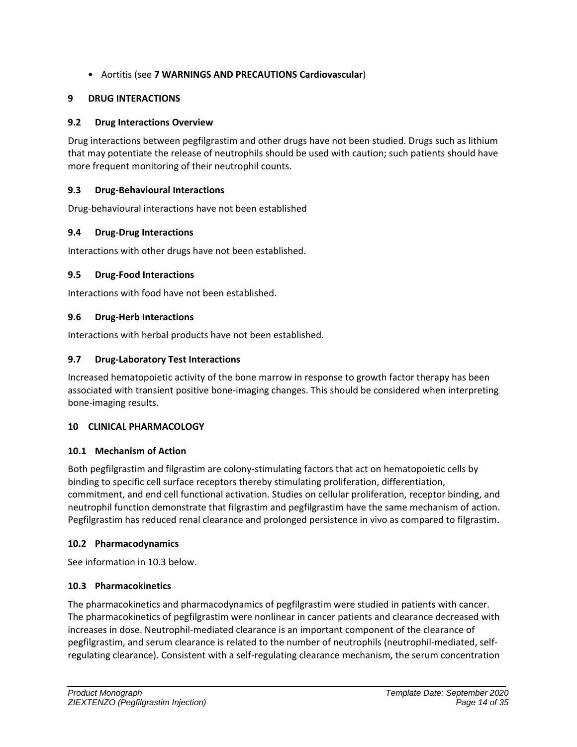- Aortitis (see **7 WARNINGS AND PRECAUTIONS Cardiovascular**)

## 9 DRUG INTERACTIONS

### 9.2 Drug Interactions Overview

Drug interactions between pegfilgrastim and other drugs have not been studied. Drugs such as lithium that may potentiate the release of neutrophils should be used with caution; such patients should have more frequent monitoring of their neutrophil counts.

### 9.3 Drug-Behavioural Interactions

Drug-behavioural interactions have not been established

### 9.4 Drug-Drug Interactions

Interactions with other drugs have not been established.

### 9.5 Drug-Food Interactions

Interactions with food have not been established.

### 9.6 Drug-Herb Interactions

Interactions with herbal products have not been established.

### 9.7 Drug-Laboratory Test Interactions

Increased hematopoietic activity of the bone marrow in response to growth factor therapy has been associated with transient positive bone-imaging changes. This should be considered when interpreting bone-imaging results.

## 10 CLINICAL PHARMACOLOGY

### 10.1 Mechanism of Action

Both pegfilgrastim and filgrastim are colony-stimulating factors that act on hematopoietic cells by binding to specific cell surface receptors thereby stimulating proliferation, differentiation, commitment, and end cell functional activation. Studies on cellular proliferation, receptor binding, and neutrophil function demonstrate that filgrastim and pegfilgrastim have the same mechanism of action. Pegfilgrastim has reduced renal clearance and prolonged persistence in vivo as compared to filgrastim.

### 10.2 Pharmacodynamics

See information in 10.3 below.

### 10.3 Pharmacokinetics

The pharmacokinetics and pharmacodynamics of pegfilgrastim were studied in patients with cancer. The pharmacokinetics of pegfilgrastim were nonlinear in cancer patients and clearance decreased with increases in dose. Neutrophil-mediated clearance is an important component of the clearance of pegfilgrastim, and serum clearance is related to the number of neutrophils (neutrophil-mediated, self-regulating clearance). Consistent with a self-regulating clearance mechanism, the serum concentration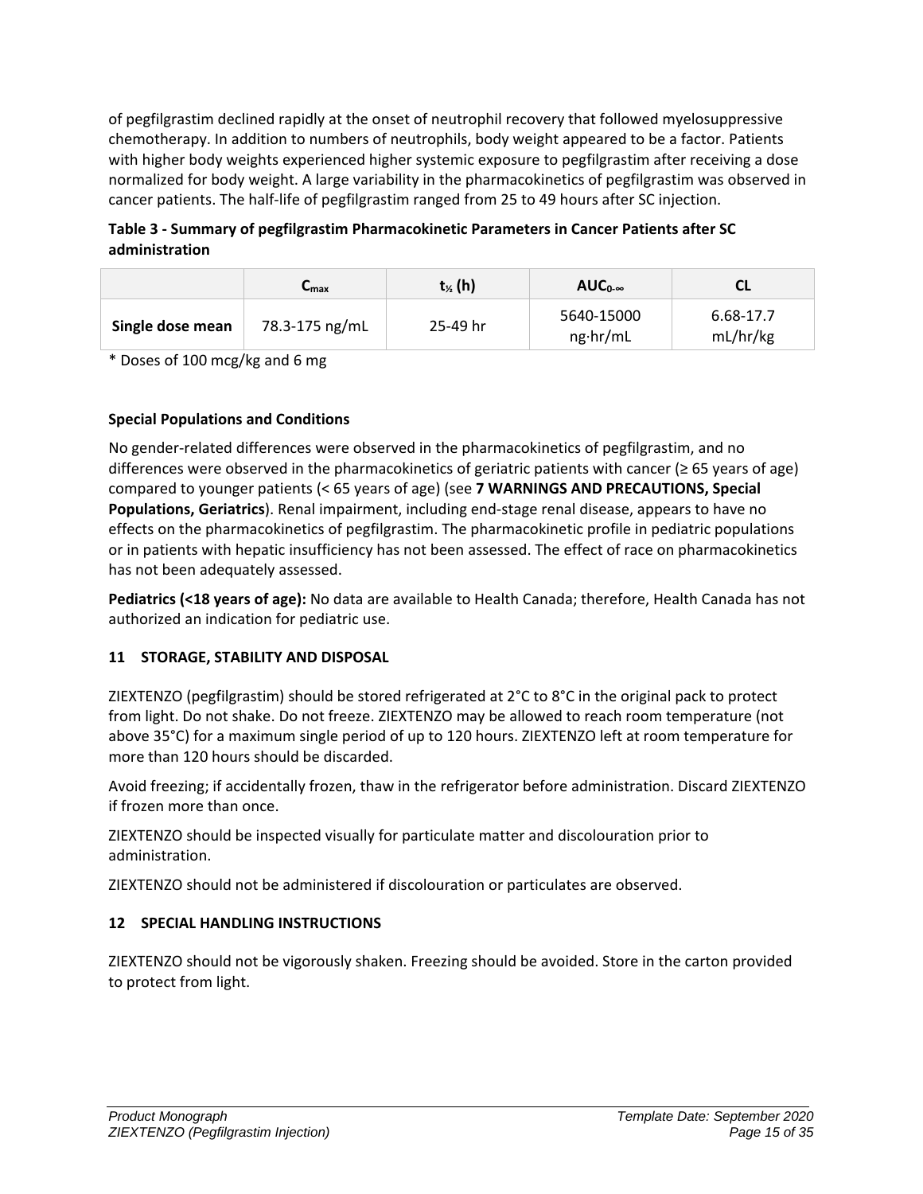of pegfilgrastim declined rapidly at the onset of neutrophil recovery that followed myelosuppressive chemotherapy. In addition to numbers of neutrophils, body weight appeared to be a factor. Patients with higher body weights experienced higher systemic exposure to pegfilgrastim after receiving a dose normalized for body weight. A large variability in the pharmacokinetics of pegfilgrastim was observed in cancer patients. The half-life of pegfilgrastim ranged from 25 to 49 hours after SC injection.

**Table 3 - Summary of pegfilgrastim Pharmacokinetic Parameters in Cancer Patients after SC administration**

| | $C_{max}$ | $t_{½}$ (h) | $AUC_{0-\infty}$ | CL |
|---|---|---|---|---|
| **Single dose mean** | 78.3-175 ng/mL | 25-49 hr | 5640-15000 ng·hr/mL | 6.68-17.7 mL/hr/kg |

* Doses of 100 mcg/kg and 6 mg

**Special Populations and Conditions**

No gender-related differences were observed in the pharmacokinetics of pegfilgrastim, and no differences were observed in the pharmacokinetics of geriatric patients with cancer (≥ 65 years of age) compared to younger patients (< 65 years of age) (see **7 WARNINGS AND PRECAUTIONS, Special Populations, Geriatrics**). Renal impairment, including end-stage renal disease, appears to have no effects on the pharmacokinetics of pegfilgrastim. The pharmacokinetic profile in pediatric populations or in patients with hepatic insufficiency has not been assessed. The effect of race on pharmacokinetics has not been adequately assessed.

**Pediatrics (<18 years of age):** No data are available to Health Canada; therefore, Health Canada has not authorized an indication for pediatric use.

## 11 STORAGE, STABILITY AND DISPOSAL

ZIEXTENZO (pegfilgrastim) should be stored refrigerated at 2°C to 8°C in the original pack to protect from light. Do not shake. Do not freeze. ZIEXTENZO may be allowed to reach room temperature (not above 35°C) for a maximum single period of up to 120 hours. ZIEXTENZO left at room temperature for more than 120 hours should be discarded.

Avoid freezing; if accidentally frozen, thaw in the refrigerator before administration. Discard ZIEXTENZO if frozen more than once.

ZIEXTENZO should be inspected visually for particulate matter and discolouration prior to administration.

ZIEXTENZO should not be administered if discolouration or particulates are observed.

## 12 SPECIAL HANDLING INSTRUCTIONS

ZIEXTENZO should not be vigorously shaken. Freezing should be avoided. Store in the carton provided to protect from light.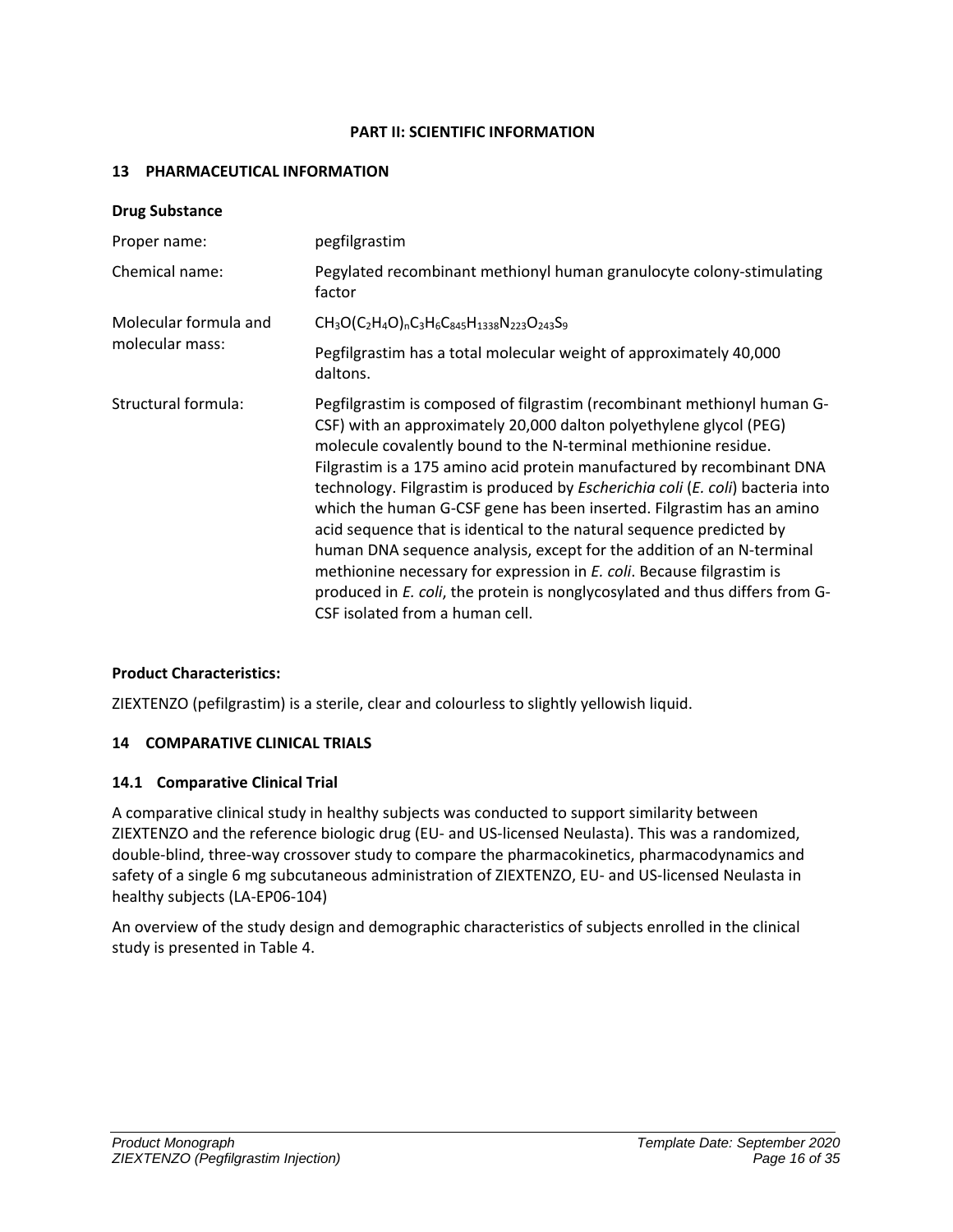**PART II: SCIENTIFIC INFORMATION**

## 13 PHARMACEUTICAL INFORMATION

**Drug Substance**

| | |
|---|---|
| Proper name: | pegfilgrastim |
| Chemical name: | Pegylated recombinant methionyl human granulocyte colony-stimulating factor |
| Molecular formula and molecular mass: | $CH_3O(C_2H_4O)_nC_3H_6C_{845}H_{1338}N_{223}O_{243}S_9$<br>Pegfilgrastim has a total molecular weight of approximately 40,000 daltons. |
| Structural formula: | Pegfilgrastim is composed of filgrastim (recombinant methionyl human G-CSF) with an approximately 20,000 dalton polyethylene glycol (PEG) molecule covalently bound to the N-terminal methionine residue. Filgrastim is a 175 amino acid protein manufactured by recombinant DNA technology. Filgrastim is produced by *Escherichia coli* (*E. coli*) bacteria into which the human G-CSF gene has been inserted. Filgrastim has an amino acid sequence that is identical to the natural sequence predicted by human DNA sequence analysis, except for the addition of an N-terminal methionine necessary for expression in *E. coli*. Because filgrastim is produced in *E. coli*, the protein is nonglycosylated and thus differs from G-CSF isolated from a human cell. |

**Product Characteristics:**

ZIEXTENZO (pefilgrastim) is a sterile, clear and colourless to slightly yellowish liquid.

## 14 COMPARATIVE CLINICAL TRIALS

### 14.1 Comparative Clinical Trial

A comparative clinical study in healthy subjects was conducted to support similarity between ZIEXTENZO and the reference biologic drug (EU- and US-licensed Neulasta). This was a randomized, double-blind, three-way crossover study to compare the pharmacokinetics, pharmacodynamics and safety of a single 6 mg subcutaneous administration of ZIEXTENZO, EU- and US-licensed Neulasta in healthy subjects (LA-EP06-104)

An overview of the study design and demographic characteristics of subjects enrolled in the clinical study is presented in Table 4.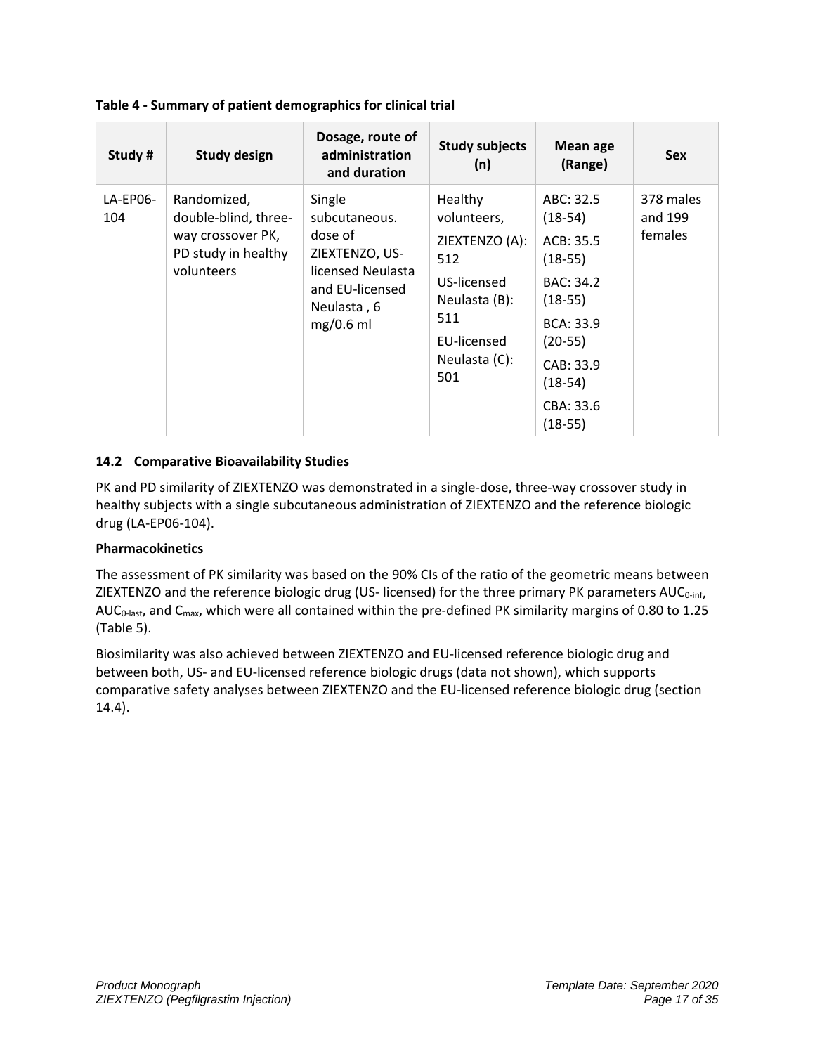**Table 4 - Summary of patient demographics for clinical trial**

| Study # | Study design | Dosage, route of administration and duration | Study subjects (n) | Mean age (Range) | Sex |
|---|---|---|---|---|---|
| LA-EP06-104 | Randomized, double-blind, three-way crossover PK, PD study in healthy volunteers | Single subcutaneous. dose of ZIEXTENZO, US-licensed Neulasta and EU-licensed Neulasta , 6 mg/0.6 ml | Healthy volunteers, ZIEXTENZO (A): 512 US-licensed Neulasta (B): 511 EU-licensed Neulasta (C): 501 | ABC: 32.5 (18-54) ACB: 35.5 (18-55) BAC: 34.2 (18-55) BCA: 33.9 (20-55) CAB: 33.9 (18-54) CBA: 33.6 (18-55) | 378 males and 199 females |

### 14.2 Comparative Bioavailability Studies

PK and PD similarity of ZIEXTENZO was demonstrated in a single-dose, three-way crossover study in healthy subjects with a single subcutaneous administration of ZIEXTENZO and the reference biologic drug (LA-EP06-104).

**Pharmacokinetics**

The assessment of PK similarity was based on the 90% CIs of the ratio of the geometric means between ZIEXTENZO and the reference biologic drug (US- licensed) for the three primary PK parameters $AUC_{0\text{-inf}}$, $AUC_{0\text{-last}}$, and $C_{max}$, which were all contained within the pre-defined PK similarity margins of 0.80 to 1.25 (Table 5).

Biosimilarity was also achieved between ZIEXTENZO and EU-licensed reference biologic drug and between both, US- and EU-licensed reference biologic drugs (data not shown), which supports comparative safety analyses between ZIEXTENZO and the EU-licensed reference biologic drug (section 14.4).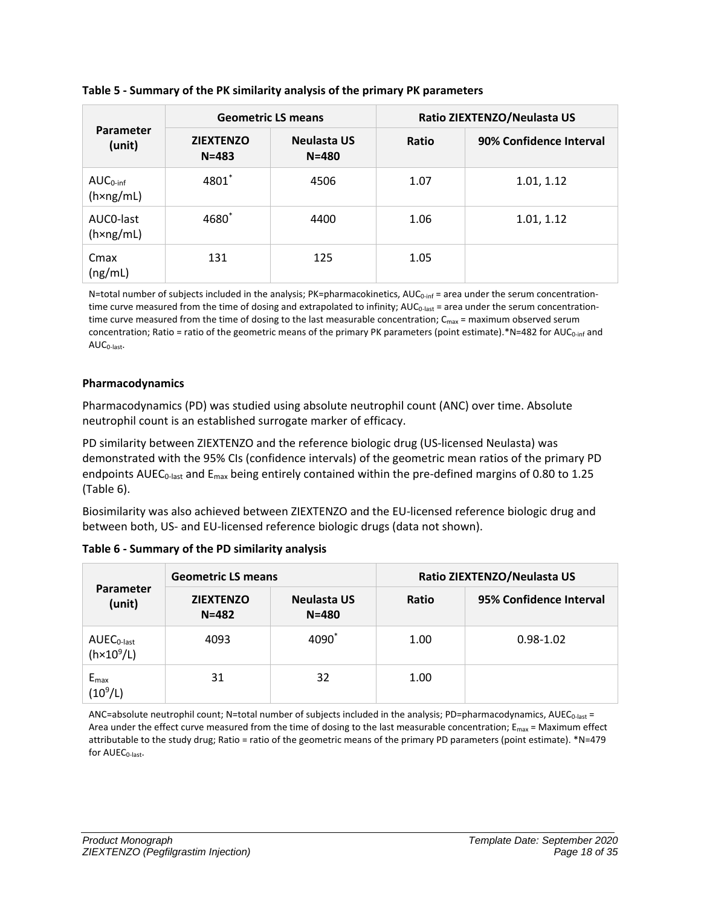**Table 5 - Summary of the PK similarity analysis of the primary PK parameters**

| Parameter (unit) | Geometric LS means | | Ratio ZIEXTENZO/Neulasta US | |
|---|---|---|---|---|
| | ZIEXTENZO N=483 | Neulasta US N=480 | Ratio | 90% Confidence Interval |
| $AUC_{0-inf}$ (h×ng/mL) | 4801* | 4506 | 1.07 | 1.01, 1.12 |
| AUC0-last (h×ng/mL) | 4680* | 4400 | 1.06 | 1.01, 1.12 |
| Cmax (ng/mL) | 131 | 125 | 1.05 | |

N=total number of subjects included in the analysis; PK=pharmacokinetics, $AUC_{0-inf}$ = area under the serum concentration-time curve measured from the time of dosing and extrapolated to infinity; $AUC_{0-last}$ = area under the serum concentration-time curve measured from the time of dosing to the last measurable concentration; $C_{max}$ = maximum observed serum concentration; Ratio = ratio of the geometric means of the primary PK parameters (point estimate).*N=482 for $AUC_{0-inf}$ and $AUC_{0-last}$.

**Pharmacodynamics**

Pharmacodynamics (PD) was studied using absolute neutrophil count (ANC) over time. Absolute neutrophil count is an established surrogate marker of efficacy.

PD similarity between ZIEXTENZO and the reference biologic drug (US-licensed Neulasta) was demonstrated with the 95% CIs (confidence intervals) of the geometric mean ratios of the primary PD endpoints $AUEC_{0-last}$ and $E_{max}$ being entirely contained within the pre-defined margins of 0.80 to 1.25 (Table 6).

Biosimilarity was also achieved between ZIEXTENZO and the EU-licensed reference biologic drug and between both, US- and EU-licensed reference biologic drugs (data not shown).

**Table 6 - Summary of the PD similarity analysis**

| Parameter (unit) | Geometric LS means | | Ratio ZIEXTENZO/Neulasta US | |
|---|---|---|---|---|
| | ZIEXTENZO N=482 | Neulasta US N=480 | Ratio | 95% Confidence Interval |
| $AUEC_{0-last}$ ($h \times 10^9/L$) | 4093 | 4090* | 1.00 | 0.98-1.02 |
| $E_{max}$ ($10^9/L$) | 31 | 32 | 1.00 | |

ANC=absolute neutrophil count; N=total number of subjects included in the analysis; PD=pharmacodynamics, $AUEC_{0-last}$ = Area under the effect curve measured from the time of dosing to the last measurable concentration; $E_{max}$ = Maximum effect attributable to the study drug; Ratio = ratio of the geometric means of the primary PD parameters (point estimate). *N=479 for $AUEC_{0-last}$.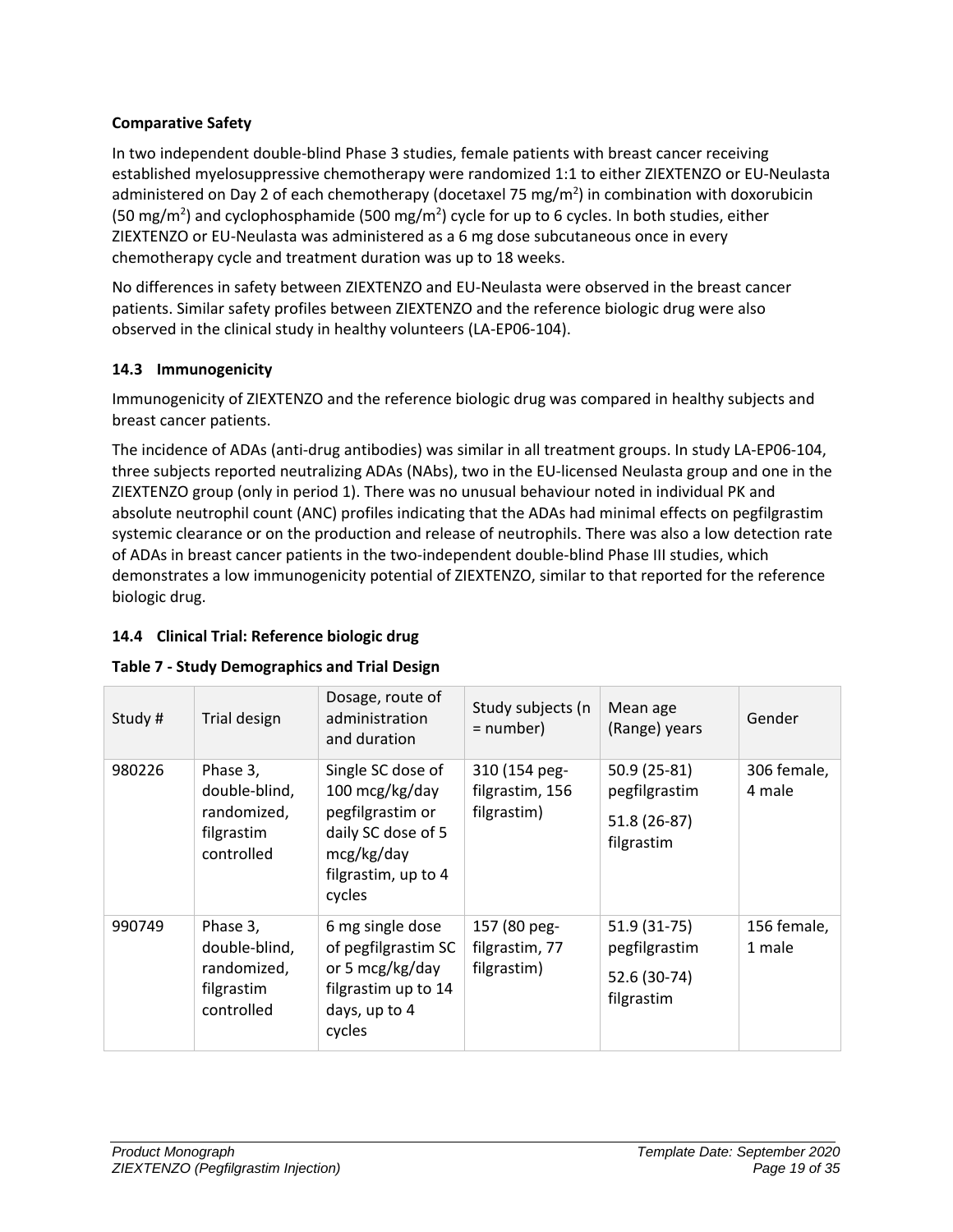**Comparative Safety**

In two independent double-blind Phase 3 studies, female patients with breast cancer receiving established myelosuppressive chemotherapy were randomized 1:1 to either ZIEXTENZO or EU-Neulasta administered on Day 2 of each chemotherapy (docetaxel 75 mg/m$^2$) in combination with doxorubicin (50 mg/m$^2$) and cyclophosphamide (500 mg/m$^2$) cycle for up to 6 cycles. In both studies, either ZIEXTENZO or EU-Neulasta was administered as a 6 mg dose subcutaneous once in every chemotherapy cycle and treatment duration was up to 18 weeks.

No differences in safety between ZIEXTENZO and EU-Neulasta were observed in the breast cancer patients. Similar safety profiles between ZIEXTENZO and the reference biologic drug were also observed in the clinical study in healthy volunteers (LA-EP06-104).

### 14.3 Immunogenicity

Immunogenicity of ZIEXTENZO and the reference biologic drug was compared in healthy subjects and breast cancer patients.

The incidence of ADAs (anti-drug antibodies) was similar in all treatment groups. In study LA-EP06-104, three subjects reported neutralizing ADAs (NAbs), two in the EU-licensed Neulasta group and one in the ZIEXTENZO group (only in period 1). There was no unusual behaviour noted in individual PK and absolute neutrophil count (ANC) profiles indicating that the ADAs had minimal effects on pegfilgrastim systemic clearance or on the production and release of neutrophils. There was also a low detection rate of ADAs in breast cancer patients in the two-independent double-blind Phase III studies, which demonstrates a low immunogenicity potential of ZIEXTENZO, similar to that reported for the reference biologic drug.

### 14.4 Clinical Trial: Reference biologic drug

**Table 7 - Study Demographics and Trial Design**

| Study # | Trial design | Dosage, route of administration and duration | Study subjects (n = number) | Mean age (Range) years | Gender |
|---|---|---|---|---|---|
| 980226 | Phase 3, double-blind, randomized, filgrastim controlled | Single SC dose of 100 mcg/kg/day pegfilgrastim or daily SC dose of 5 mcg/kg/day filgrastim, up to 4 cycles | 310 (154 peg-filgrastim, 156 filgrastim) | 50.9 (25-81) pegfilgrastim<br>51.8 (26-87) filgrastim | 306 female, 4 male |
| 990749 | Phase 3, double-blind, randomized, filgrastim controlled | 6 mg single dose of pegfilgrastim SC or 5 mcg/kg/day filgrastim up to 14 days, up to 4 cycles | 157 (80 peg-filgrastim, 77 filgrastim) | 51.9 (31-75) pegfilgrastim<br>52.6 (30-74) filgrastim | 156 female, 1 male |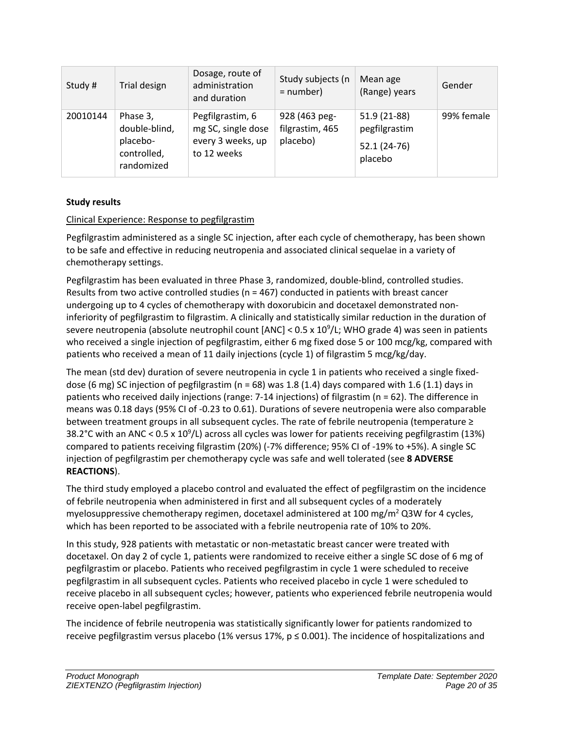| Study # | Trial design | Dosage, route of administration and duration | Study subjects (n = number) | Mean age (Range) years | Gender |
|---|---|---|---|---|---|
| 20010144 | Phase 3, double-blind, placebo-controlled, randomized | Pegfilgrastim, 6 mg SC, single dose every 3 weeks, up to 12 weeks | 928 (463 peg-filgrastim, 465 placebo) | 51.9 (21-88) pegfilgrastim<br>52.1 (24-76) placebo | 99% female |

**Study results**

Clinical Experience: Response to pegfilgrastim

Pegfilgrastim administered as a single SC injection, after each cycle of chemotherapy, has been shown to be safe and effective in reducing neutropenia and associated clinical sequelae in a variety of chemotherapy settings.

Pegfilgrastim has been evaluated in three Phase 3, randomized, double-blind, controlled studies. Results from two active controlled studies (n = 467) conducted in patients with breast cancer undergoing up to 4 cycles of chemotherapy with doxorubicin and docetaxel demonstrated non-inferiority of pegfilgrastim to filgrastim. A clinically and statistically similar reduction in the duration of severe neutropenia (absolute neutrophil count [ANC] < 0.5 x $10^9$/L; WHO grade 4) was seen in patients who received a single injection of pegfilgrastim, either 6 mg fixed dose 5 or 100 mcg/kg, compared with patients who received a mean of 11 daily injections (cycle 1) of filgrastim 5 mcg/kg/day.

The mean (std dev) duration of severe neutropenia in cycle 1 in patients who received a single fixed-dose (6 mg) SC injection of pegfilgrastim (n = 68) was 1.8 (1.4) days compared with 1.6 (1.1) days in patients who received daily injections (range: 7-14 injections) of filgrastim (n = 62). The difference in means was 0.18 days (95% CI of -0.23 to 0.61). Durations of severe neutropenia were also comparable between treatment groups in all subsequent cycles. The rate of febrile neutropenia (temperature ≥ 38.2°C with an ANC < 0.5 x $10^9$/L) across all cycles was lower for patients receiving pegfilgrastim (13%) compared to patients receiving filgrastim (20%) (-7% difference; 95% CI of -19% to +5%). A single SC injection of pegfilgrastim per chemotherapy cycle was safe and well tolerated (see **8 ADVERSE REACTIONS**).

The third study employed a placebo control and evaluated the effect of pegfilgrastim on the incidence of febrile neutropenia when administered in first and all subsequent cycles of a moderately myelosuppressive chemotherapy regimen, docetaxel administered at 100 mg/$m^2$ Q3W for 4 cycles, which has been reported to be associated with a febrile neutropenia rate of 10% to 20%.

In this study, 928 patients with metastatic or non-metastatic breast cancer were treated with docetaxel. On day 2 of cycle 1, patients were randomized to receive either a single SC dose of 6 mg of pegfilgrastim or placebo. Patients who received pegfilgrastim in cycle 1 were scheduled to receive pegfilgrastim in all subsequent cycles. Patients who received placebo in cycle 1 were scheduled to receive placebo in all subsequent cycles; however, patients who experienced febrile neutropenia would receive open-label pegfilgrastim.

The incidence of febrile neutropenia was statistically significantly lower for patients randomized to receive pegfilgrastim versus placebo (1% versus 17%, $p \leq 0.001$). The incidence of hospitalizations and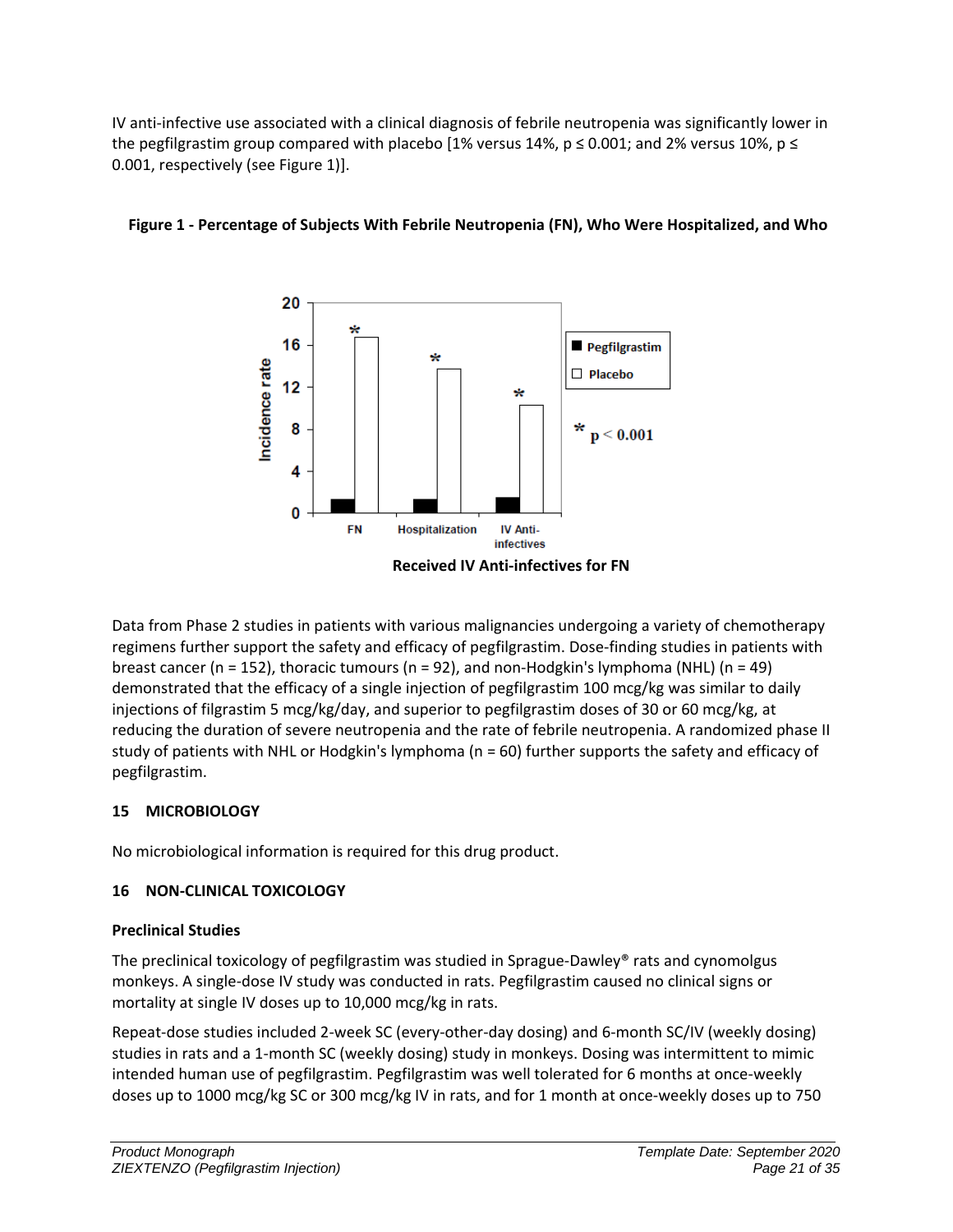IV anti-infective use associated with a clinical diagnosis of febrile neutropenia was significantly lower in the pegfilgrastim group compared with placebo [1% versus 14%, $p \leq 0.001$; and 2% versus 10%, $p \leq 0.001$, respectively (see Figure 1)].

**Figure 1 - Percentage of Subjects With Febrile Neutropenia (FN), Who Were Hospitalized, and Who Received IV Anti-infectives for FN**

Data from Phase 2 studies in patients with various malignancies undergoing a variety of chemotherapy regimens further support the safety and efficacy of pegfilgrastim. Dose-finding studies in patients with breast cancer (n = 152), thoracic tumours (n = 92), and non-Hodgkin's lymphoma (NHL) (n = 49) demonstrated that the efficacy of a single injection of pegfilgrastim 100 mcg/kg was similar to daily injections of filgrastim 5 mcg/kg/day, and superior to pegfilgrastim doses of 30 or 60 mcg/kg, at reducing the duration of severe neutropenia and the rate of febrile neutropenia. A randomized phase II study of patients with NHL or Hodgkin's lymphoma (n = 60) further supports the safety and efficacy of pegfilgrastim.

## 15 MICROBIOLOGY

No microbiological information is required for this drug product.

## 16 NON-CLINICAL TOXICOLOGY

**Preclinical Studies**

The preclinical toxicology of pegfilgrastim was studied in Sprague-Dawley® rats and cynomolgus monkeys. A single-dose IV study was conducted in rats. Pegfilgrastim caused no clinical signs or mortality at single IV doses up to 10,000 mcg/kg in rats.

Repeat-dose studies included 2-week SC (every-other-day dosing) and 6-month SC/IV (weekly dosing) studies in rats and a 1-month SC (weekly dosing) study in monkeys. Dosing was intermittent to mimic intended human use of pegfilgrastim. Pegfilgrastim was well tolerated for 6 months at once-weekly doses up to 1000 mcg/kg SC or 300 mcg/kg IV in rats, and for 1 month at once-weekly doses up to 750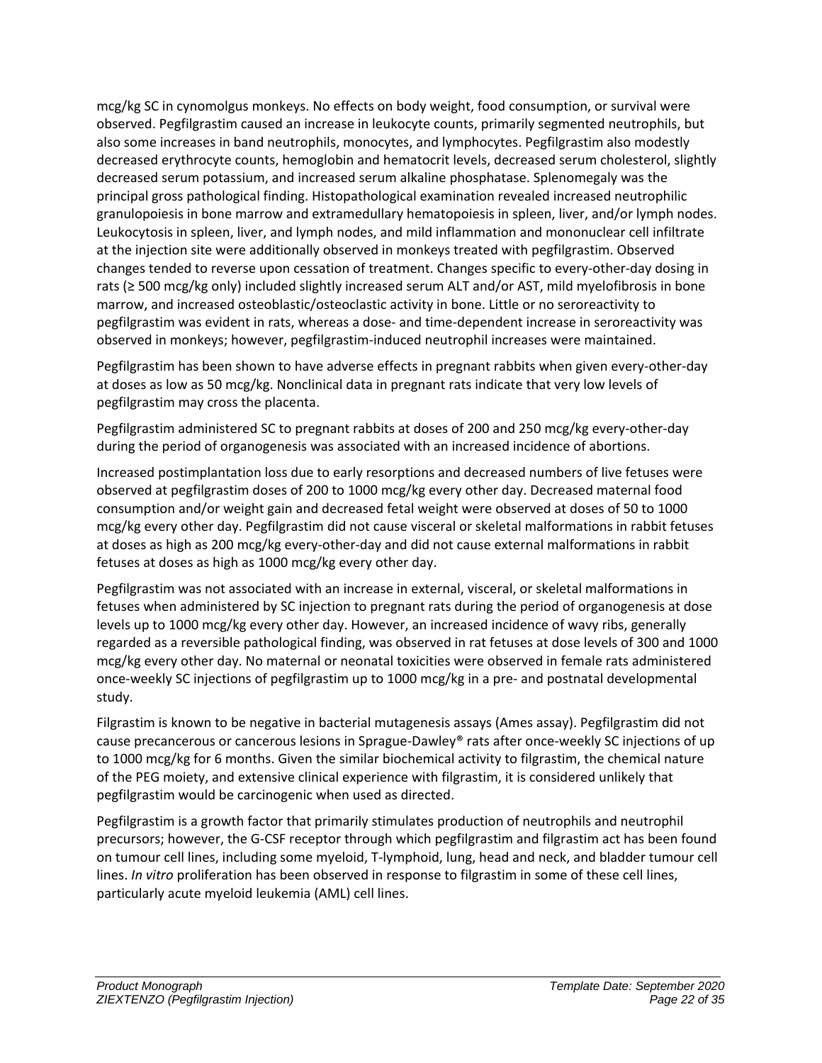mcg/kg SC in cynomolgus monkeys. No effects on body weight, food consumption, or survival were observed. Pegfilgrastim caused an increase in leukocyte counts, primarily segmented neutrophils, but also some increases in band neutrophils, monocytes, and lymphocytes. Pegfilgrastim also modestly decreased erythrocyte counts, hemoglobin and hematocrit levels, decreased serum cholesterol, slightly decreased serum potassium, and increased serum alkaline phosphatase. Splenomegaly was the principal gross pathological finding. Histopathological examination revealed increased neutrophilic granulopoiesis in bone marrow and extramedullary hematopoiesis in spleen, liver, and/or lymph nodes. Leukocytosis in spleen, liver, and lymph nodes, and mild inflammation and mononuclear cell infiltrate at the injection site were additionally observed in monkeys treated with pegfilgrastim. Observed changes tended to reverse upon cessation of treatment. Changes specific to every-other-day dosing in rats (≥ 500 mcg/kg only) included slightly increased serum ALT and/or AST, mild myelofibrosis in bone marrow, and increased osteoblastic/osteoclastic activity in bone. Little or no seroreactivity to pegfilgrastim was evident in rats, whereas a dose- and time-dependent increase in seroreactivity was observed in monkeys; however, pegfilgrastim-induced neutrophil increases were maintained.

Pegfilgrastim has been shown to have adverse effects in pregnant rabbits when given every-other-day at doses as low as 50 mcg/kg. Nonclinical data in pregnant rats indicate that very low levels of pegfilgrastim may cross the placenta.

Pegfilgrastim administered SC to pregnant rabbits at doses of 200 and 250 mcg/kg every-other-day during the period of organogenesis was associated with an increased incidence of abortions.

Increased postimplantation loss due to early resorptions and decreased numbers of live fetuses were observed at pegfilgrastim doses of 200 to 1000 mcg/kg every other day. Decreased maternal food consumption and/or weight gain and decreased fetal weight were observed at doses of 50 to 1000 mcg/kg every other day. Pegfilgrastim did not cause visceral or skeletal malformations in rabbit fetuses at doses as high as 200 mcg/kg every-other-day and did not cause external malformations in rabbit fetuses at doses as high as 1000 mcg/kg every other day.

Pegfilgrastim was not associated with an increase in external, visceral, or skeletal malformations in fetuses when administered by SC injection to pregnant rats during the period of organogenesis at dose levels up to 1000 mcg/kg every other day. However, an increased incidence of wavy ribs, generally regarded as a reversible pathological finding, was observed in rat fetuses at dose levels of 300 and 1000 mcg/kg every other day. No maternal or neonatal toxicities were observed in female rats administered once-weekly SC injections of pegfilgrastim up to 1000 mcg/kg in a pre- and postnatal developmental study.

Filgrastim is known to be negative in bacterial mutagenesis assays (Ames assay). Pegfilgrastim did not cause precancerous or cancerous lesions in Sprague-Dawley® rats after once-weekly SC injections of up to 1000 mcg/kg for 6 months. Given the similar biochemical activity to filgrastim, the chemical nature of the PEG moiety, and extensive clinical experience with filgrastim, it is considered unlikely that pegfilgrastim would be carcinogenic when used as directed.

Pegfilgrastim is a growth factor that primarily stimulates production of neutrophils and neutrophil precursors; however, the G-CSF receptor through which pegfilgrastim and filgrastim act has been found on tumour cell lines, including some myeloid, T-lymphoid, lung, head and neck, and bladder tumour cell lines. *In vitro* proliferation has been observed in response to filgrastim in some of these cell lines, particularly acute myeloid leukemia (AML) cell lines.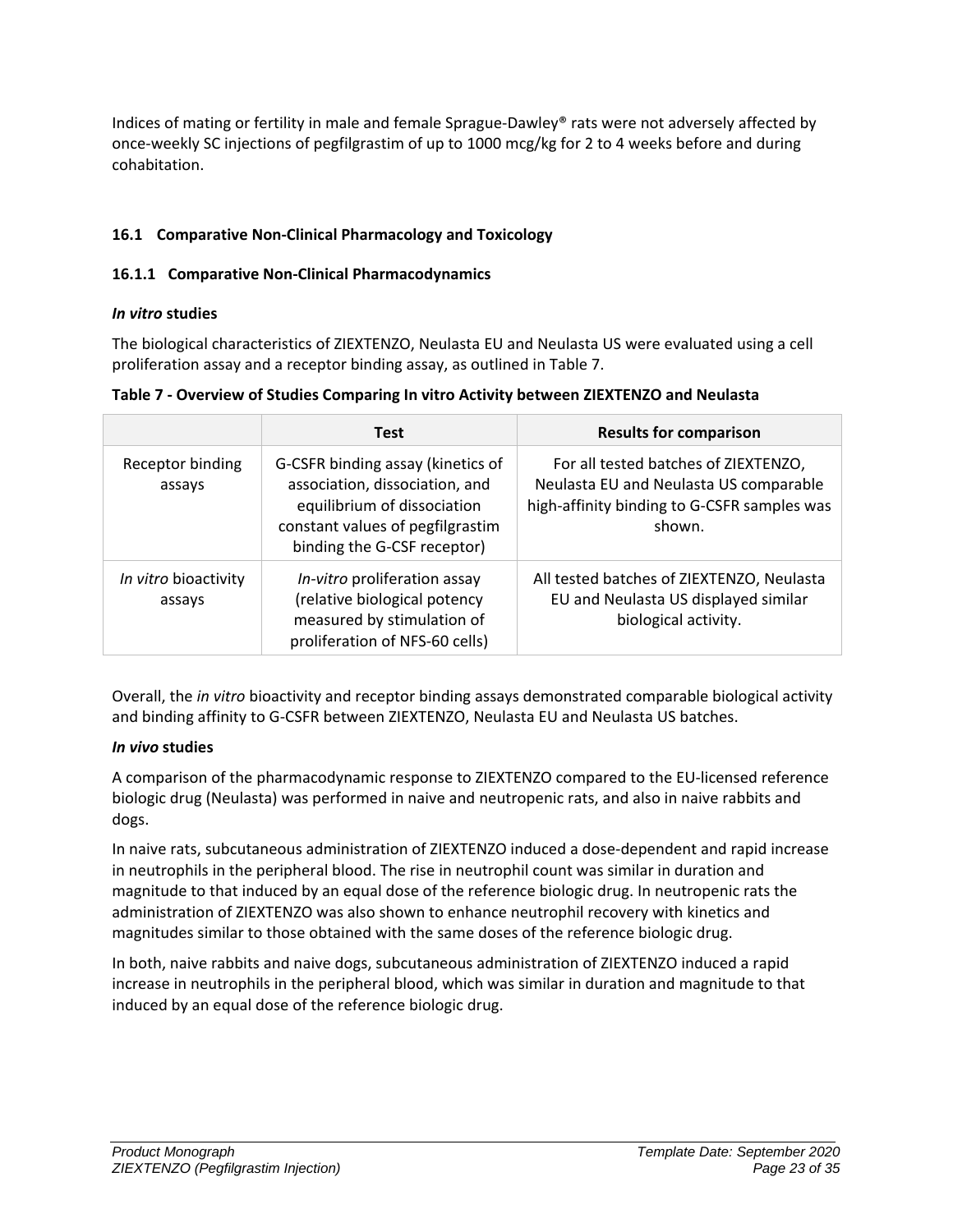Indices of mating or fertility in male and female Sprague-Dawley® rats were not adversely affected by once-weekly SC injections of pegfilgrastim of up to 1000 mcg/kg for 2 to 4 weeks before and during cohabitation.

## 16.1 Comparative Non-Clinical Pharmacology and Toxicology

### 16.1.1 Comparative Non-Clinical Pharmacodynamics

#### *In vitro* studies

The biological characteristics of ZIEXTENZO, Neulasta EU and Neulasta US were evaluated using a cell proliferation assay and a receptor binding assay, as outlined in Table 7.

**Table 7 - Overview of Studies Comparing In vitro Activity between ZIEXTENZO and Neulasta**

| | Test | Results for comparison |
|---|---|---|
| Receptor binding assays | G-CSFR binding assay (kinetics of association, dissociation, and equilibrium of dissociation constant values of pegfilgrastim binding the G-CSF receptor) | For all tested batches of ZIEXTENZO, Neulasta EU and Neulasta US comparable high-affinity binding to G-CSFR samples was shown. |
| *In vitro* bioactivity assays | *In-vitro* proliferation assay (relative biological potency measured by stimulation of proliferation of NFS-60 cells) | All tested batches of ZIEXTENZO, Neulasta EU and Neulasta US displayed similar biological activity. |

Overall, the *in vitro* bioactivity and receptor binding assays demonstrated comparable biological activity and binding affinity to G-CSFR between ZIEXTENZO, Neulasta EU and Neulasta US batches.

#### *In vivo* studies

A comparison of the pharmacodynamic response to ZIEXTENZO compared to the EU-licensed reference biologic drug (Neulasta) was performed in naive and neutropenic rats, and also in naive rabbits and dogs.

In naive rats, subcutaneous administration of ZIEXTENZO induced a dose-dependent and rapid increase in neutrophils in the peripheral blood. The rise in neutrophil count was similar in duration and magnitude to that induced by an equal dose of the reference biologic drug. In neutropenic rats the administration of ZIEXTENZO was also shown to enhance neutrophil recovery with kinetics and magnitudes similar to those obtained with the same doses of the reference biologic drug.

In both, naive rabbits and naive dogs, subcutaneous administration of ZIEXTENZO induced a rapid increase in neutrophils in the peripheral blood, which was similar in duration and magnitude to that induced by an equal dose of the reference biologic drug.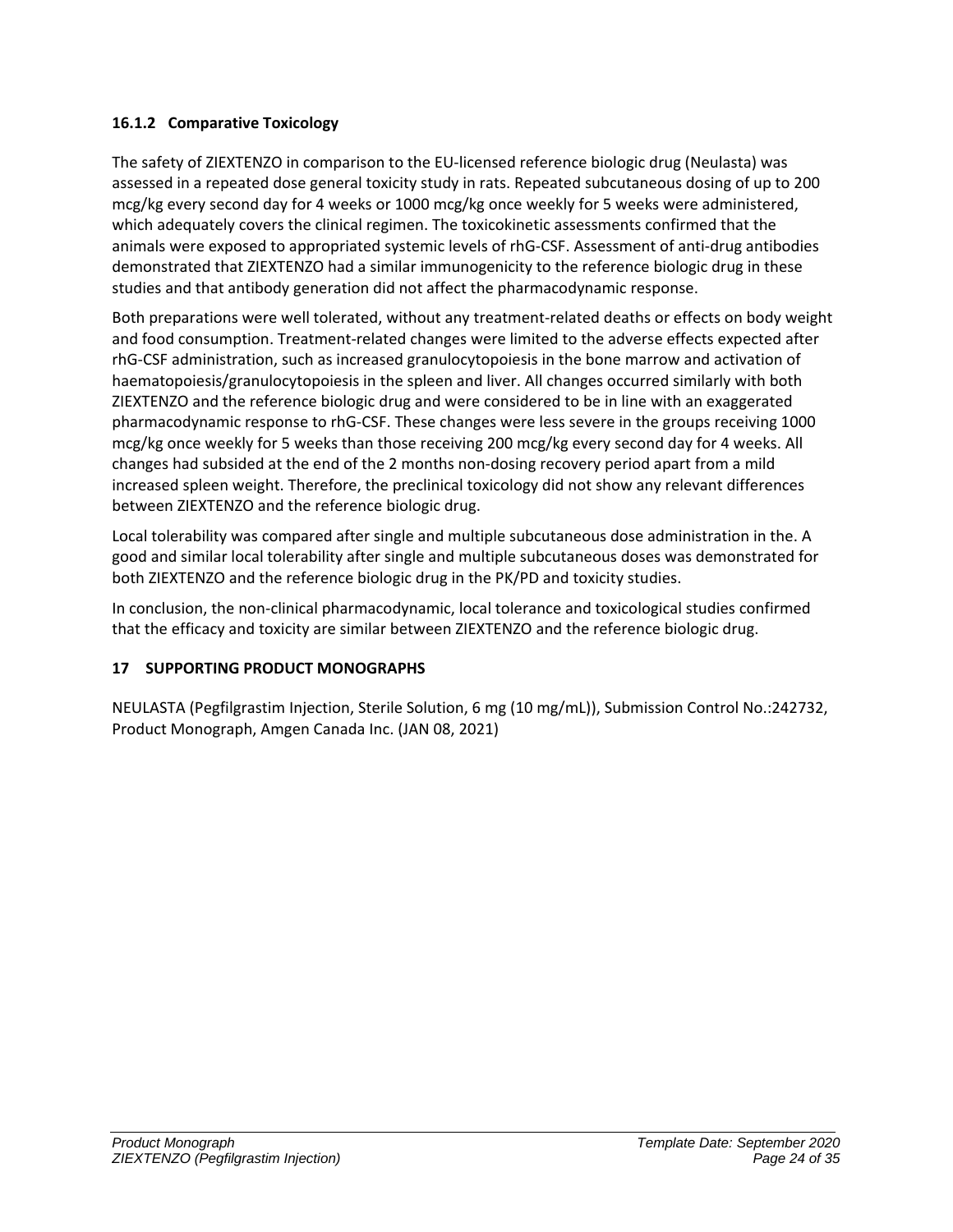### 16.1.2 Comparative Toxicology

The safety of ZIEXTENZO in comparison to the EU-licensed reference biologic drug (Neulasta) was assessed in a repeated dose general toxicity study in rats. Repeated subcutaneous dosing of up to 200 mcg/kg every second day for 4 weeks or 1000 mcg/kg once weekly for 5 weeks were administered, which adequately covers the clinical regimen. The toxicokinetic assessments confirmed that the animals were exposed to appropriated systemic levels of rhG-CSF. Assessment of anti-drug antibodies demonstrated that ZIEXTENZO had a similar immunogenicity to the reference biologic drug in these studies and that antibody generation did not affect the pharmacodynamic response.

Both preparations were well tolerated, without any treatment-related deaths or effects on body weight and food consumption. Treatment-related changes were limited to the adverse effects expected after rhG-CSF administration, such as increased granulocytopoiesis in the bone marrow and activation of haematopoiesis/granulocytopoiesis in the spleen and liver. All changes occurred similarly with both ZIEXTENZO and the reference biologic drug and were considered to be in line with an exaggerated pharmacodynamic response to rhG-CSF. These changes were less severe in the groups receiving 1000 mcg/kg once weekly for 5 weeks than those receiving 200 mcg/kg every second day for 4 weeks. All changes had subsided at the end of the 2 months non-dosing recovery period apart from a mild increased spleen weight. Therefore, the preclinical toxicology did not show any relevant differences between ZIEXTENZO and the reference biologic drug.

Local tolerability was compared after single and multiple subcutaneous dose administration in the. A good and similar local tolerability after single and multiple subcutaneous doses was demonstrated for both ZIEXTENZO and the reference biologic drug in the PK/PD and toxicity studies.

In conclusion, the non-clinical pharmacodynamic, local tolerance and toxicological studies confirmed that the efficacy and toxicity are similar between ZIEXTENZO and the reference biologic drug.

## 17 SUPPORTING PRODUCT MONOGRAPHS

NEULASTA (Pegfilgrastim Injection, Sterile Solution, 6 mg (10 mg/mL)), Submission Control No.:242732, Product Monograph, Amgen Canada Inc. (JAN 08, 2021)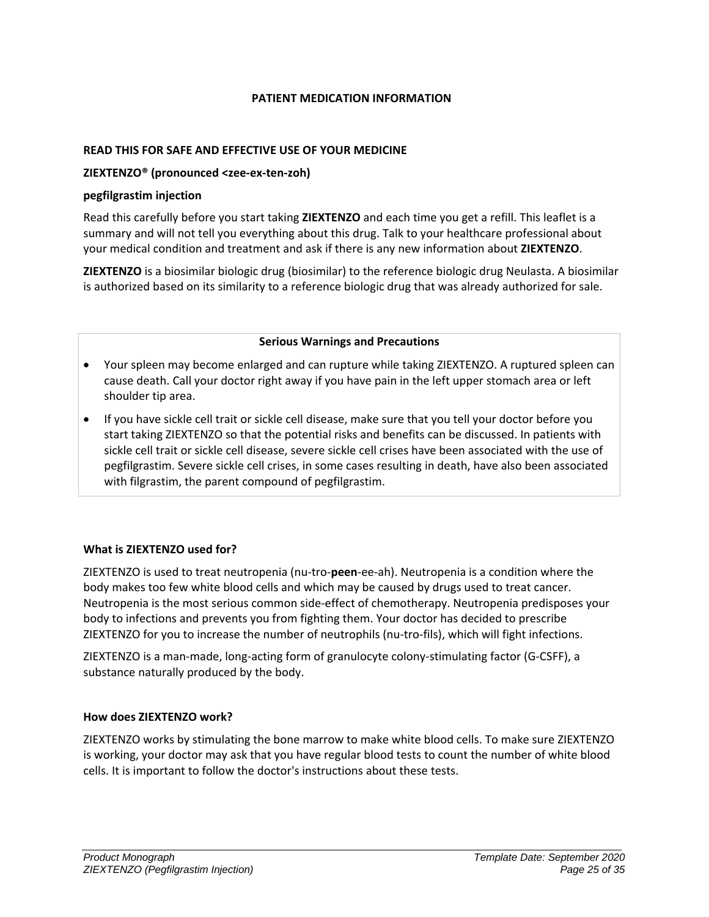**PATIENT MEDICATION INFORMATION**

**READ THIS FOR SAFE AND EFFECTIVE USE OF YOUR MEDICINE**

**ZIEXTENZO® (pronounced <zee-ex-ten-zoh)**

**pegfilgrastim injection**

Read this carefully before you start taking **ZIEXTENZO** and each time you get a refill. This leaflet is a summary and will not tell you everything about this drug. Talk to your healthcare professional about your medical condition and treatment and ask if there is any new information about **ZIEXTENZO**.

**ZIEXTENZO** is a biosimilar biologic drug (biosimilar) to the reference biologic drug Neulasta. A biosimilar is authorized based on its similarity to a reference biologic drug that was already authorized for sale.

| **Serious Warnings and Precautions** |
| --- |
| • Your spleen may become enlarged and can rupture while taking ZIEXTENZO. A ruptured spleen can cause death. Call your doctor right away if you have pain in the left upper stomach area or left shoulder tip area.<br>• If you have sickle cell trait or sickle cell disease, make sure that you tell your doctor before you start taking ZIEXTENZO so that the potential risks and benefits can be discussed. In patients with sickle cell trait or sickle cell disease, severe sickle cell crises have been associated with the use of pegfilgrastim. Severe sickle cell crises, in some cases resulting in death, have also been associated with filgrastim, the parent compound of pegfilgrastim. |

**What is ZIEXTENZO used for?**

ZIEXTENZO is used to treat neutropenia (nu-tro-**peen**-ee-ah). Neutropenia is a condition where the body makes too few white blood cells and which may be caused by drugs used to treat cancer. Neutropenia is the most serious common side-effect of chemotherapy. Neutropenia predisposes your body to infections and prevents you from fighting them. Your doctor has decided to prescribe ZIEXTENZO for you to increase the number of neutrophils (nu-tro-fils), which will fight infections.

ZIEXTENZO is a man-made, long-acting form of granulocyte colony-stimulating factor (G-CSFF), a substance naturally produced by the body.

**How does ZIEXTENZO work?**

ZIEXTENZO works by stimulating the bone marrow to make white blood cells. To make sure ZIEXTENZO is working, your doctor may ask that you have regular blood tests to count the number of white blood cells. It is important to follow the doctor's instructions about these tests.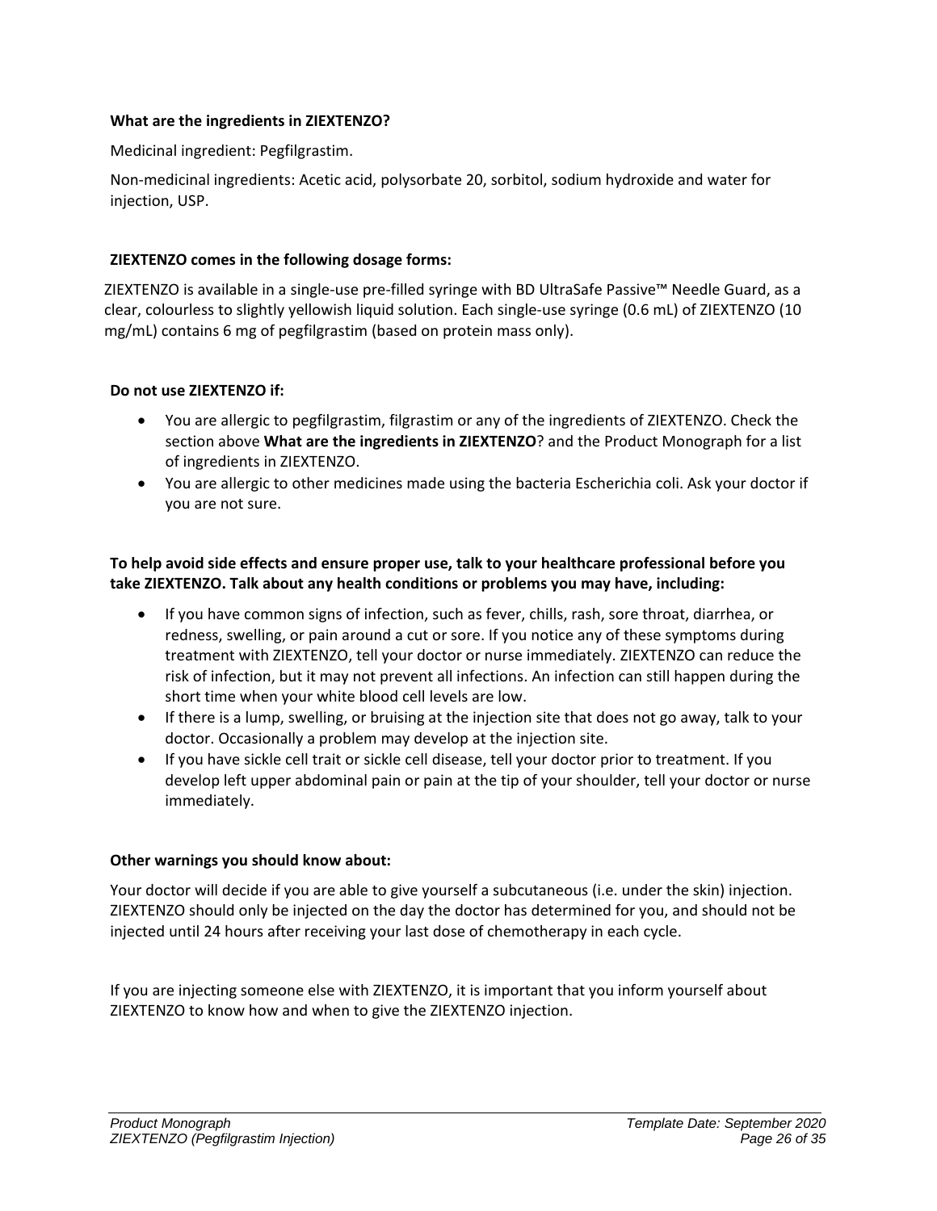**What are the ingredients in ZIEXTENZO?**

Medicinal ingredient: Pegfilgrastim.

Non-medicinal ingredients: Acetic acid, polysorbate 20, sorbitol, sodium hydroxide and water for injection, USP.

**ZIEXTENZO comes in the following dosage forms:**

ZIEXTENZO is available in a single-use pre-filled syringe with BD UltraSafe Passive™ Needle Guard, as a clear, colourless to slightly yellowish liquid solution. Each single-use syringe (0.6 mL) of ZIEXTENZO (10 mg/mL) contains 6 mg of pegfilgrastim (based on protein mass only).

**Do not use ZIEXTENZO if:**

- You are allergic to pegfilgrastim, filgrastim or any of the ingredients of ZIEXTENZO. Check the section above **What are the ingredients in ZIEXTENZO**? and the Product Monograph for a list of ingredients in ZIEXTENZO.
- You are allergic to other medicines made using the bacteria Escherichia coli. Ask your doctor if you are not sure.

**To help avoid side effects and ensure proper use, talk to your healthcare professional before you take ZIEXTENZO. Talk about any health conditions or problems you may have, including:**

- If you have common signs of infection, such as fever, chills, rash, sore throat, diarrhea, or redness, swelling, or pain around a cut or sore. If you notice any of these symptoms during treatment with ZIEXTENZO, tell your doctor or nurse immediately. ZIEXTENZO can reduce the risk of infection, but it may not prevent all infections. An infection can still happen during the short time when your white blood cell levels are low.
- If there is a lump, swelling, or bruising at the injection site that does not go away, talk to your doctor. Occasionally a problem may develop at the injection site.
- If you have sickle cell trait or sickle cell disease, tell your doctor prior to treatment. If you develop left upper abdominal pain or pain at the tip of your shoulder, tell your doctor or nurse immediately.

**Other warnings you should know about:**

Your doctor will decide if you are able to give yourself a subcutaneous (i.e. under the skin) injection. ZIEXTENZO should only be injected on the day the doctor has determined for you, and should not be injected until 24 hours after receiving your last dose of chemotherapy in each cycle.

If you are injecting someone else with ZIEXTENZO, it is important that you inform yourself about ZIEXTENZO to know how and when to give the ZIEXTENZO injection.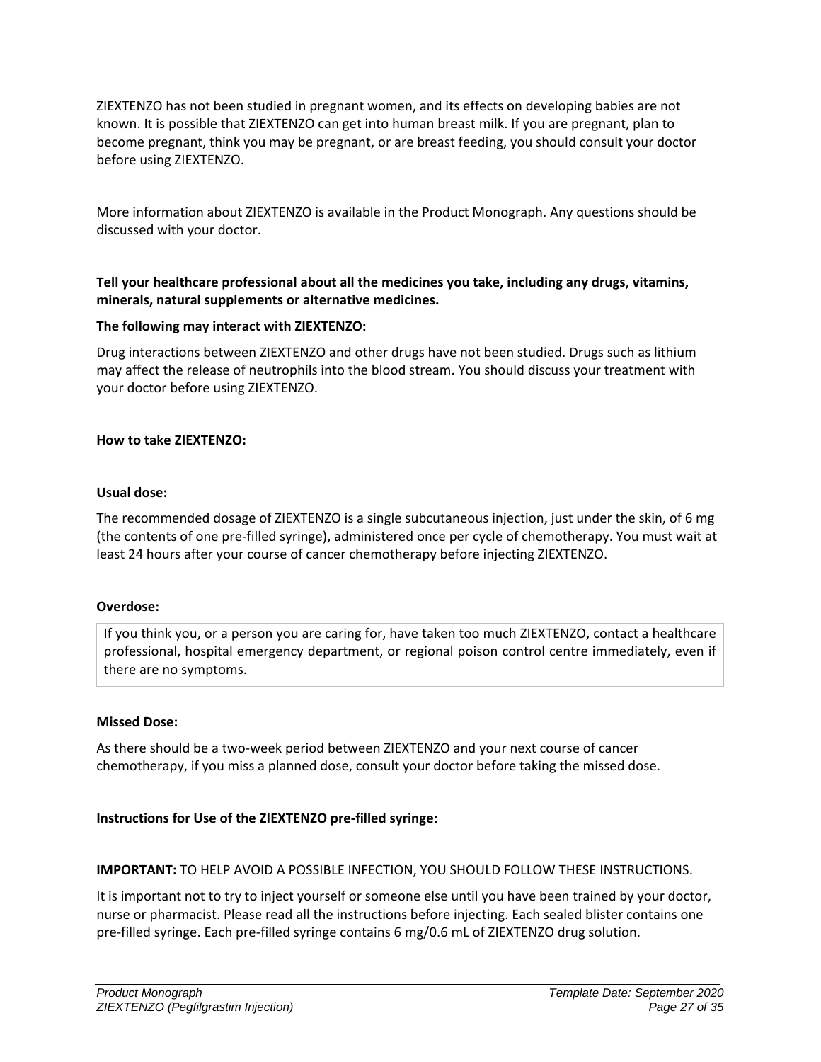ZIEXTENZO has not been studied in pregnant women, and its effects on developing babies are not known. It is possible that ZIEXTENZO can get into human breast milk. If you are pregnant, plan to become pregnant, think you may be pregnant, or are breast feeding, you should consult your doctor before using ZIEXTENZO.

More information about ZIEXTENZO is available in the Product Monograph. Any questions should be discussed with your doctor.

**Tell your healthcare professional about all the medicines you take, including any drugs, vitamins, minerals, natural supplements or alternative medicines.**

**The following may interact with ZIEXTENZO:**

Drug interactions between ZIEXTENZO and other drugs have not been studied. Drugs such as lithium may affect the release of neutrophils into the blood stream. You should discuss your treatment with your doctor before using ZIEXTENZO.

**How to take ZIEXTENZO:**

**Usual dose:**

The recommended dosage of ZIEXTENZO is a single subcutaneous injection, just under the skin, of 6 mg (the contents of one pre-filled syringe), administered once per cycle of chemotherapy. You must wait at least 24 hours after your course of cancer chemotherapy before injecting ZIEXTENZO.

**Overdose:**

| If you think you, or a person you are caring for, have taken too much ZIEXTENZO, contact a healthcare professional, hospital emergency department, or regional poison control centre immediately, even if there are no symptoms. |
|---|

**Missed Dose:**

As there should be a two-week period between ZIEXTENZO and your next course of cancer chemotherapy, if you miss a planned dose, consult your doctor before taking the missed dose.

**Instructions for Use of the ZIEXTENZO pre-filled syringe:**

**IMPORTANT:** TO HELP AVOID A POSSIBLE INFECTION, YOU SHOULD FOLLOW THESE INSTRUCTIONS.

It is important not to try to inject yourself or someone else until you have been trained by your doctor, nurse or pharmacist. Please read all the instructions before injecting. Each sealed blister contains one pre-filled syringe. Each pre-filled syringe contains 6 mg/0.6 mL of ZIEXTENZO drug solution.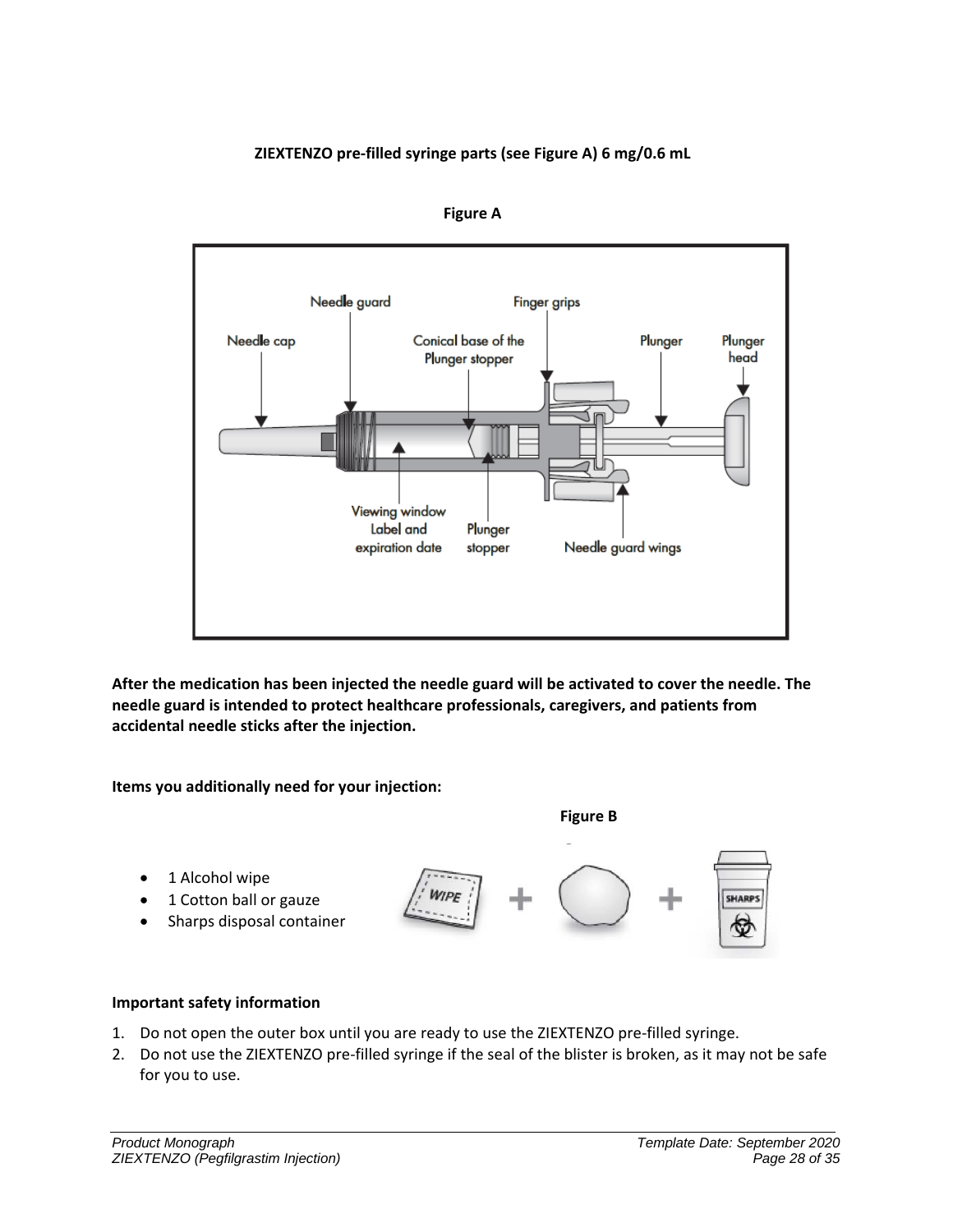**ZIEXTENZO pre-filled syringe parts (see Figure A) 6 mg/0.6 mL**

**Figure A**

Needle cap
Needle guard
Conical base of the Plunger stopper
Finger grips
Plunger
Plunger head
Viewing window Label and expiration date
Plunger stopper
Needle guard wings

**After the medication has been injected the needle guard will be activated to cover the needle. The needle guard is intended to protect healthcare professionals, caregivers, and patients from accidental needle sticks after the injection.**

**Items you additionally need for your injection:**

**Figure B**

- 1 Alcohol wipe
- 1 Cotton ball or gauze
- Sharps disposal container

**Important safety information**

1. Do not open the outer box until you are ready to use the ZIEXTENZO pre-filled syringe.
2. Do not use the ZIEXTENZO pre-filled syringe if the seal of the blister is broken, as it may not be safe for you to use.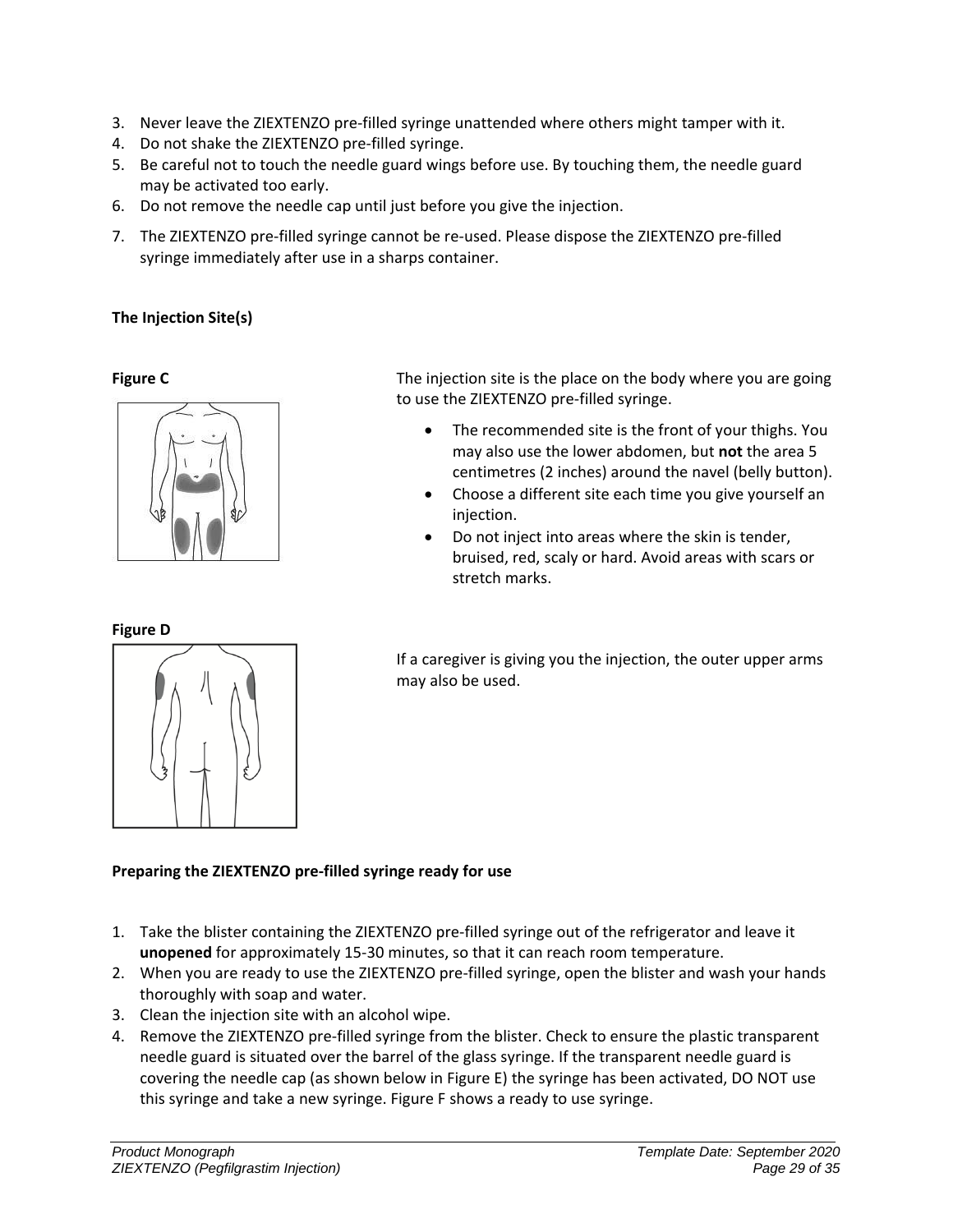3. Never leave the ZIEXTENZO pre-filled syringe unattended where others might tamper with it.
4. Do not shake the ZIEXTENZO pre-filled syringe.
5. Be careful not to touch the needle guard wings before use. By touching them, the needle guard may be activated too early.
6. Do not remove the needle cap until just before you give the injection.
7. The ZIEXTENZO pre-filled syringe cannot be re-used. Please dispose the ZIEXTENZO pre-filled syringe immediately after use in a sharps container.

**The Injection Site(s)**

**Figure C**

The injection site is the place on the body where you are going to use the ZIEXTENZO pre-filled syringe.

- The recommended site is the front of your thighs. You may also use the lower abdomen, but **not** the area 5 centimetres (2 inches) around the navel (belly button).
- Choose a different site each time you give yourself an injection.
- Do not inject into areas where the skin is tender, bruised, red, scaly or hard. Avoid areas with scars or stretch marks.

**Figure D**

If a caregiver is giving you the injection, the outer upper arms may also be used.

**Preparing the ZIEXTENZO pre-filled syringe ready for use**

1. Take the blister containing the ZIEXTENZO pre-filled syringe out of the refrigerator and leave it **unopened** for approximately 15-30 minutes, so that it can reach room temperature.
2. When you are ready to use the ZIEXTENZO pre-filled syringe, open the blister and wash your hands thoroughly with soap and water.
3. Clean the injection site with an alcohol wipe.
4. Remove the ZIEXTENZO pre-filled syringe from the blister. Check to ensure the plastic transparent needle guard is situated over the barrel of the glass syringe. If the transparent needle guard is covering the needle cap (as shown below in Figure E) the syringe has been activated, DO NOT use this syringe and take a new syringe. Figure F shows a ready to use syringe.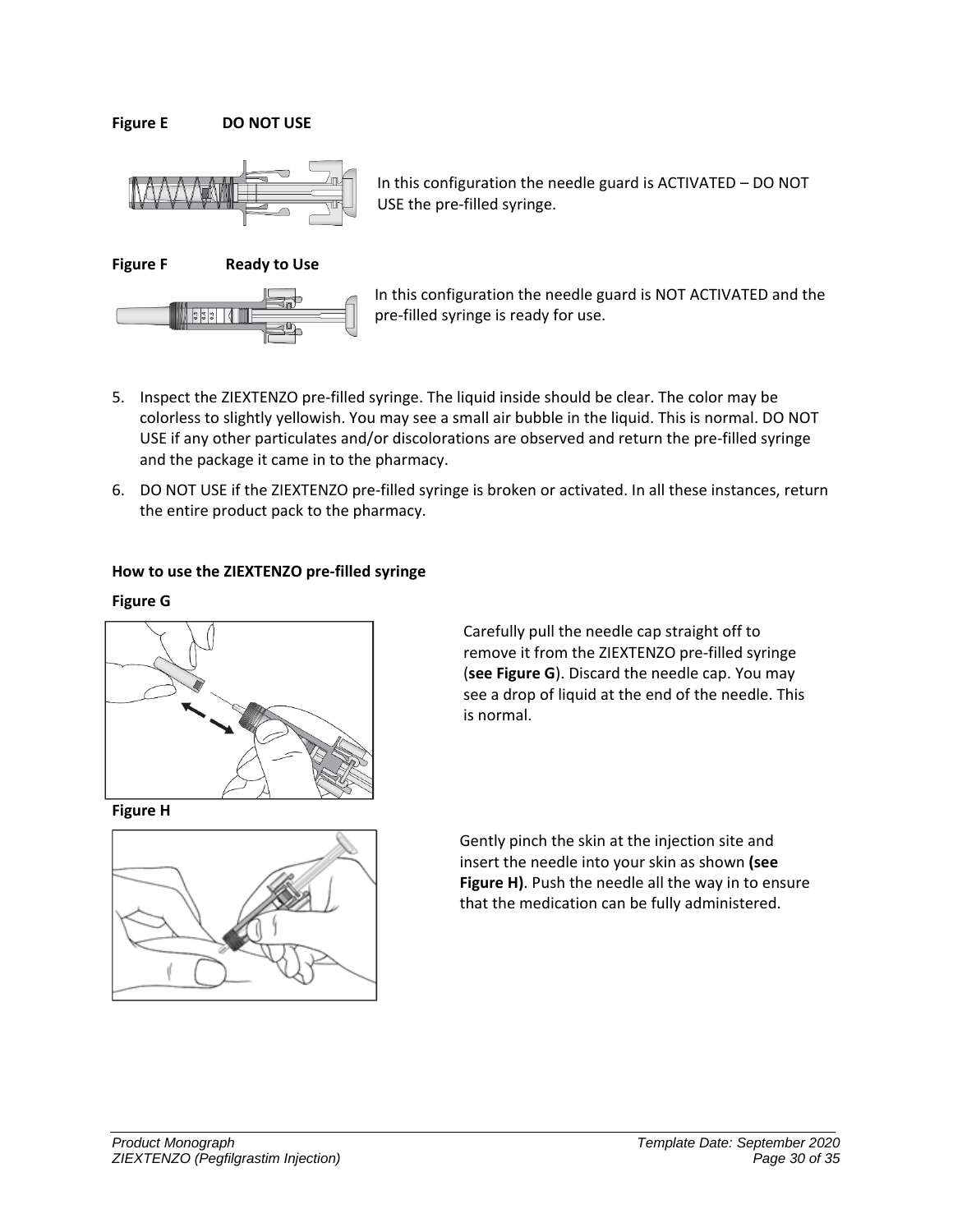**Figure E DO NOT USE**

In this configuration the needle guard is ACTIVATED – DO NOT USE the pre-filled syringe.

**Figure F Ready to Use**

In this configuration the needle guard is NOT ACTIVATED and the pre-filled syringe is ready for use.

5. Inspect the ZIEXTENZO pre-filled syringe. The liquid inside should be clear. The color may be colorless to slightly yellowish. You may see a small air bubble in the liquid. This is normal. DO NOT USE if any other particulates and/or discolorations are observed and return the pre-filled syringe and the package it came in to the pharmacy.
6. DO NOT USE if the ZIEXTENZO pre-filled syringe is broken or activated. In all these instances, return the entire product pack to the pharmacy.

**How to use the ZIEXTENZO pre-filled syringe**

**Figure G**

Carefully pull the needle cap straight off to remove it from the ZIEXTENZO pre-filled syringe (**see Figure G**). Discard the needle cap. You may see a drop of liquid at the end of the needle. This is normal.

**Figure H**

Gently pinch the skin at the injection site and insert the needle into your skin as shown **(see Figure H)**. Push the needle all the way in to ensure that the medication can be fully administered.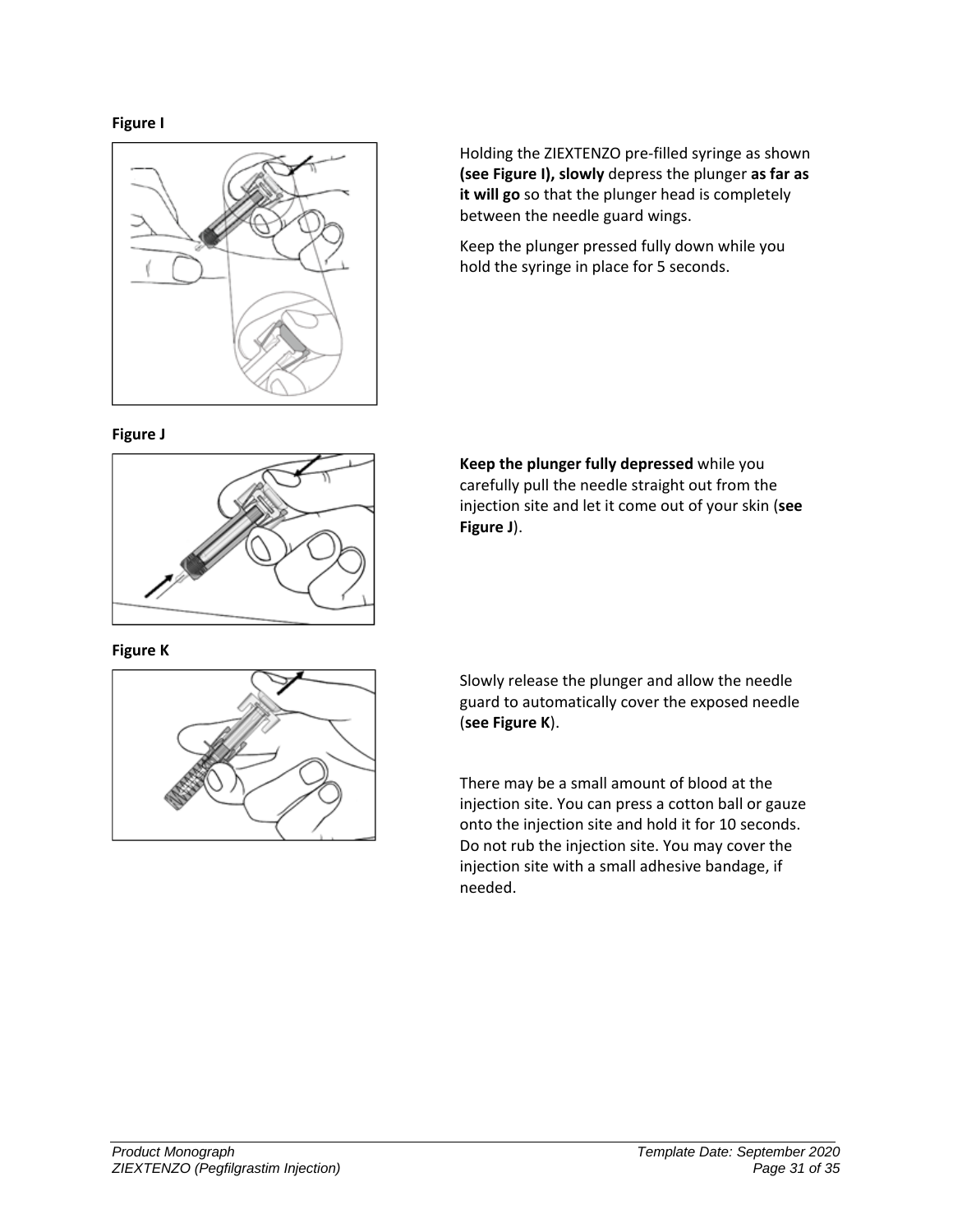**Figure I**

Holding the ZIEXTENZO pre-filled syringe as shown **(see Figure I), slowly** depress the plunger **as far as it will go** so that the plunger head is completely between the needle guard wings.

Keep the plunger pressed fully down while you hold the syringe in place for 5 seconds.

**Figure J**

**Keep the plunger fully depressed** while you carefully pull the needle straight out from the injection site and let it come out of your skin (**see Figure J**).

**Figure K**

Slowly release the plunger and allow the needle guard to automatically cover the exposed needle (**see Figure K**).

There may be a small amount of blood at the injection site. You can press a cotton ball or gauze onto the injection site and hold it for 10 seconds. Do not rub the injection site. You may cover the injection site with a small adhesive bandage, if needed.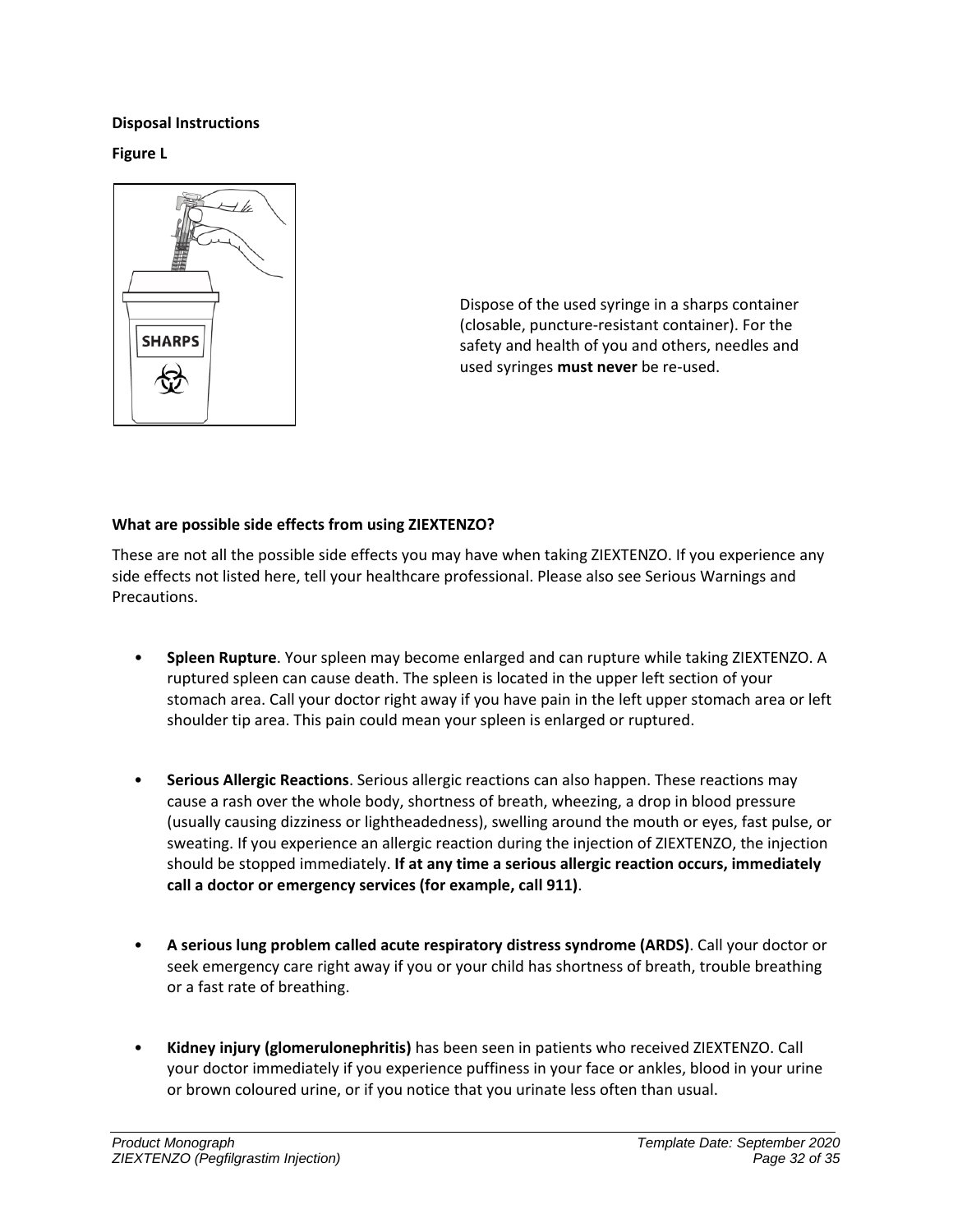**Disposal Instructions**

**Figure L**

Dispose of the used syringe in a sharps container (closable, puncture-resistant container). For the safety and health of you and others, needles and used syringes **must never** be re-used.

**What are possible side effects from using ZIEXTENZO?**

These are not all the possible side effects you may have when taking ZIEXTENZO. If you experience any side effects not listed here, tell your healthcare professional. Please also see Serious Warnings and Precautions.

- **Spleen Rupture**. Your spleen may become enlarged and can rupture while taking ZIEXTENZO. A ruptured spleen can cause death. The spleen is located in the upper left section of your stomach area. Call your doctor right away if you have pain in the left upper stomach area or left shoulder tip area. This pain could mean your spleen is enlarged or ruptured.

- **Serious Allergic Reactions**. Serious allergic reactions can also happen. These reactions may cause a rash over the whole body, shortness of breath, wheezing, a drop in blood pressure (usually causing dizziness or lightheadedness), swelling around the mouth or eyes, fast pulse, or sweating. If you experience an allergic reaction during the injection of ZIEXTENZO, the injection should be stopped immediately. **If at any time a serious allergic reaction occurs, immediately call a doctor or emergency services (for example, call 911)**.

- **A serious lung problem called acute respiratory distress syndrome (ARDS)**. Call your doctor or seek emergency care right away if you or your child has shortness of breath, trouble breathing or a fast rate of breathing.

- **Kidney injury (glomerulonephritis)** has been seen in patients who received ZIEXTENZO. Call your doctor immediately if you experience puffiness in your face or ankles, blood in your urine or brown coloured urine, or if you notice that you urinate less often than usual.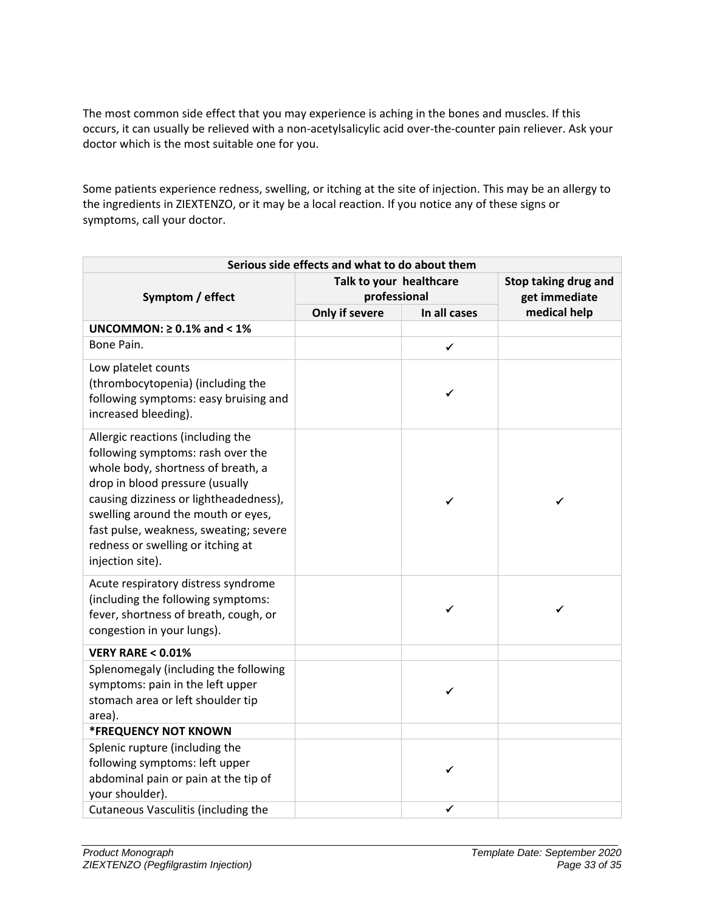The most common side effect that you may experience is aching in the bones and muscles. If this occurs, it can usually be relieved with a non-acetylsalicylic acid over-the-counter pain reliever. Ask your doctor which is the most suitable one for you.

Some patients experience redness, swelling, or itching at the site of injection. This may be an allergy to the ingredients in ZIEXTENZO, or it may be a local reaction. If you notice any of these signs or symptoms, call your doctor.

| Serious side effects and what to do about them | | | |
|---|---|---|---|
| Symptom / effect | Talk to your healthcare professional | | Stop taking drug and get immediate medical help |
| | Only if severe | In all cases | |
| **UNCOMMON: ≥ 0.1% and < 1%** | | | |
| Bone Pain. | | ✓ | |
| Low platelet counts (thrombocytopenia) (including the following symptoms: easy bruising and increased bleeding). | | ✓ | |
| Allergic reactions (including the following symptoms: rash over the whole body, shortness of breath, a drop in blood pressure (usually causing dizziness or lightheadedness), swelling around the mouth or eyes, fast pulse, weakness, sweating; severe redness or swelling or itching at injection site). | | ✓ | ✓ |
| Acute respiratory distress syndrome (including the following symptoms: fever, shortness of breath, cough, or congestion in your lungs). | | ✓ | ✓ |
| **VERY RARE < 0.01%** | | | |
| Splenomegaly (including the following symptoms: pain in the left upper stomach area or left shoulder tip area). | | ✓ | |
| **\*FREQUENCY NOT KNOWN** | | | |
| Splenic rupture (including the following symptoms: left upper abdominal pain or pain at the tip of your shoulder). | | ✓ | |
| Cutaneous Vasculitis (including the | | ✓ | |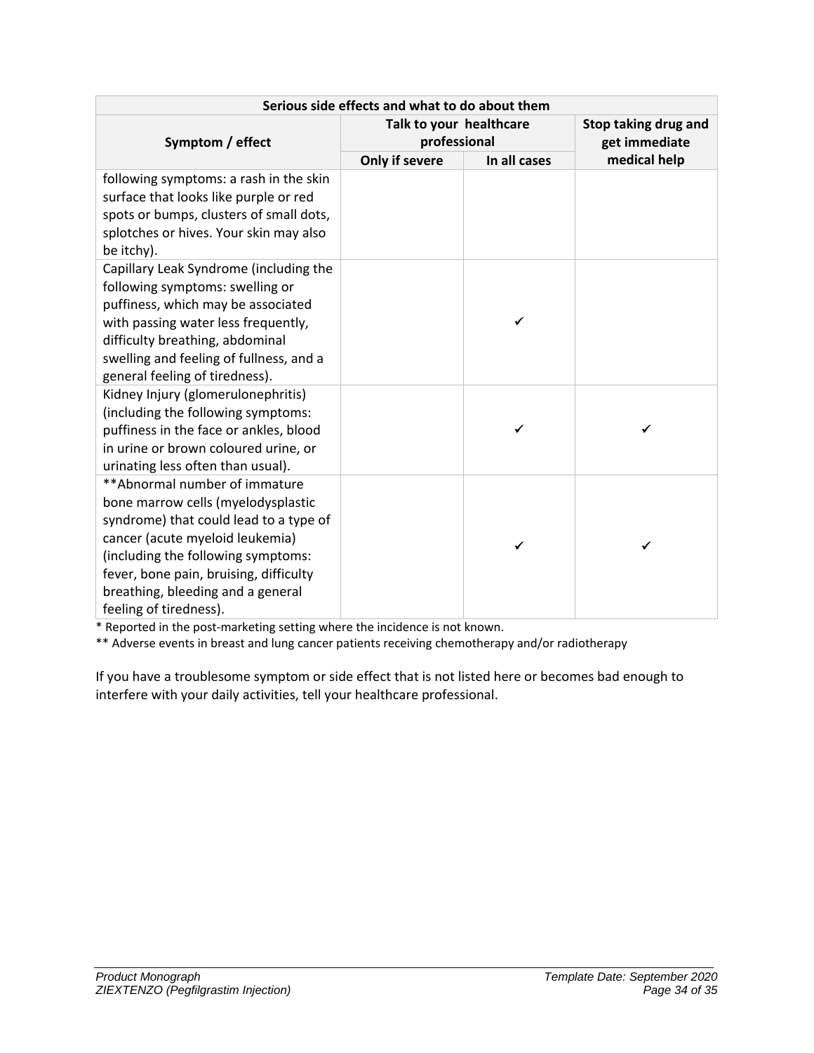| Serious side effects and what to do about them | | | |
|---|---|---|---|
| Symptom / effect | Talk to your healthcare professional | | Stop taking drug and get immediate medical help |
| | Only if severe | In all cases | |
| following symptoms: a rash in the skin surface that looks like purple or red spots or bumps, clusters of small dots, splotches or hives. Your skin may also be itchy). | | | |
| Capillary Leak Syndrome (including the following symptoms: swelling or puffiness, which may be associated with passing water less frequently, difficulty breathing, abdominal swelling and feeling of fullness, and a general feeling of tiredness). | | ✓ | |
| Kidney Injury (glomerulonephritis) (including the following symptoms: puffiness in the face or ankles, blood in urine or brown coloured urine, or urinating less often than usual). | | ✓ | ✓ |
| **Abnormal number of immature bone marrow cells (myelodysplastic syndrome) that could lead to a type of cancer (acute myeloid leukemia) (including the following symptoms: fever, bone pain, bruising, difficulty breathing, bleeding and a general feeling of tiredness). | | ✓ | ✓ |

* Reported in the post-marketing setting where the incidence is not known.

** Adverse events in breast and lung cancer patients receiving chemotherapy and/or radiotherapy

If you have a troublesome symptom or side effect that is not listed here or becomes bad enough to interfere with your daily activities, tell your healthcare professional.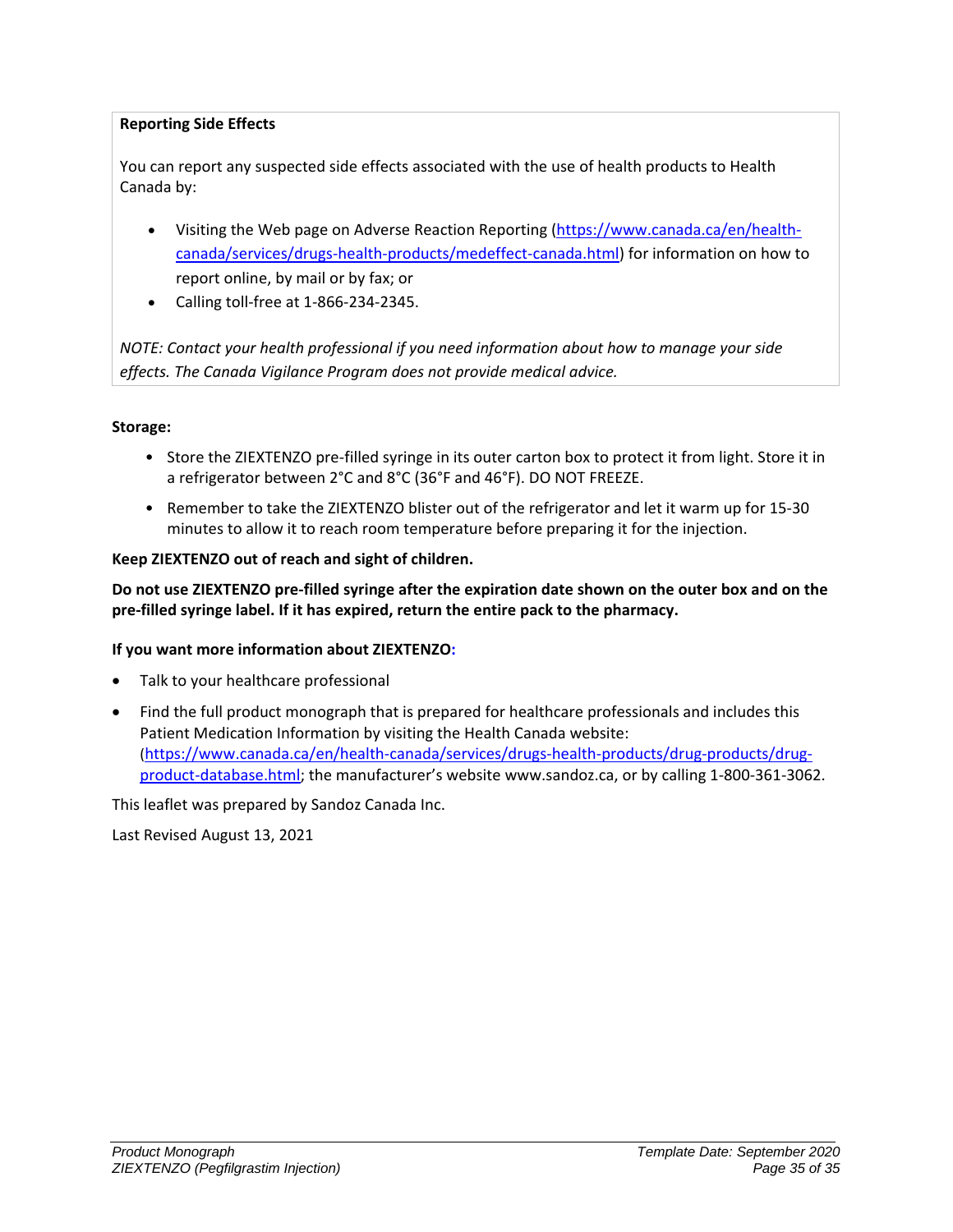**Reporting Side Effects**

You can report any suspected side effects associated with the use of health products to Health Canada by:

- Visiting the Web page on Adverse Reaction Reporting (https://www.canada.ca/en/health-canada/services/drugs-health-products/medeffect-canada.html) for information on how to report online, by mail or by fax; or
- Calling toll-free at 1-866-234-2345.

*NOTE: Contact your health professional if you need information about how to manage your side effects. The Canada Vigilance Program does not provide medical advice.*

**Storage:**

- Store the ZIEXTENZO pre-filled syringe in its outer carton box to protect it from light. Store it in a refrigerator between 2°C and 8°C (36°F and 46°F). DO NOT FREEZE.
- Remember to take the ZIEXTENZO blister out of the refrigerator and let it warm up for 15-30 minutes to allow it to reach room temperature before preparing it for the injection.

**Keep ZIEXTENZO out of reach and sight of children.**

**Do not use ZIEXTENZO pre-filled syringe after the expiration date shown on the outer box and on the pre-filled syringe label. If it has expired, return the entire pack to the pharmacy.**

**If you want more information about ZIEXTENZO:**

- Talk to your healthcare professional
- Find the full product monograph that is prepared for healthcare professionals and includes this Patient Medication Information by visiting the Health Canada website: (https://www.canada.ca/en/health-canada/services/drugs-health-products/drug-products/drug-product-database.html; the manufacturer's website www.sandoz.ca, or by calling 1-800-361-3062.

This leaflet was prepared by Sandoz Canada Inc.

Last Revised August 13, 2021